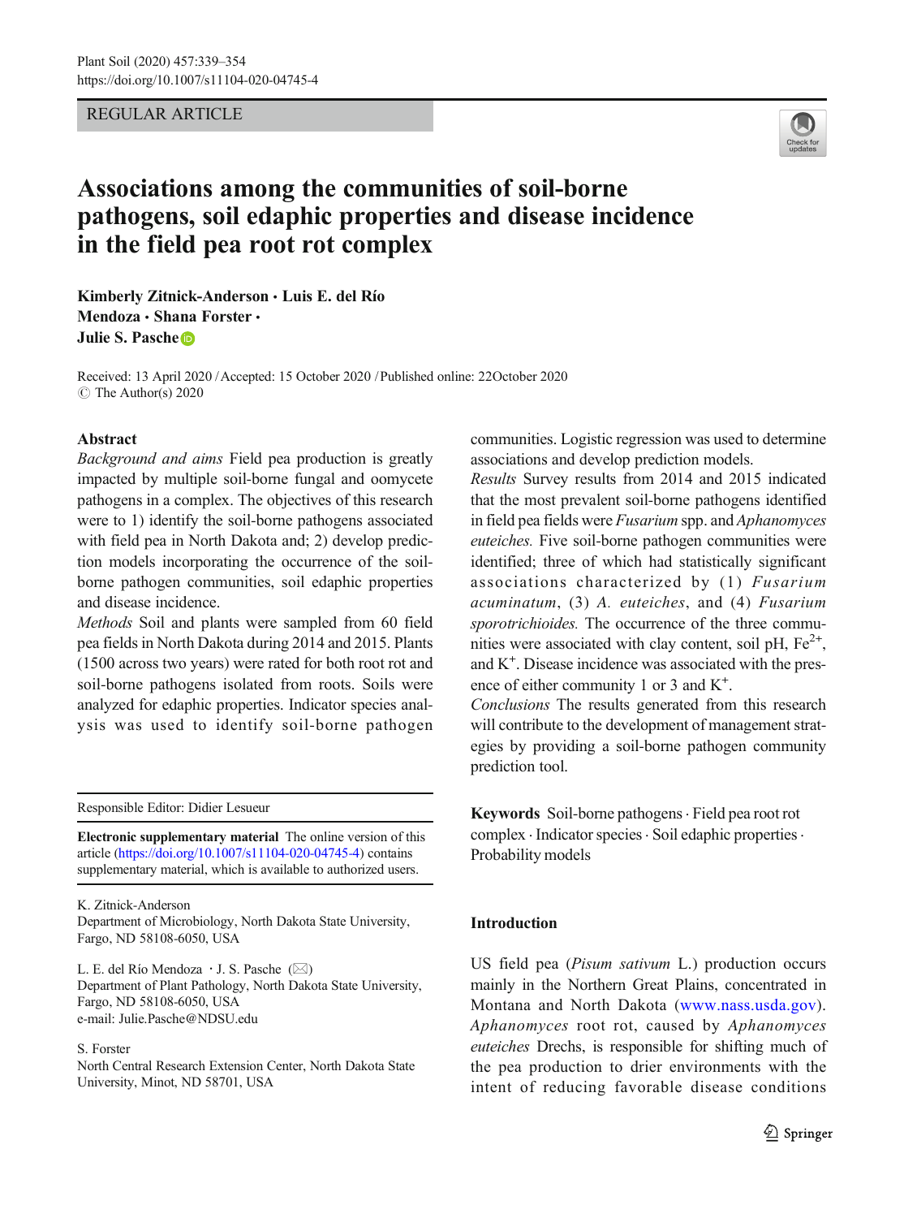REGULAR ARTICLE

# Associations among the communities of soil-borne pathogens, soil edaphic properties and disease incidence in the field pea root rot complex

**Kimberly Zitnick-Anderson · Luis E. del Río Mendoza · Shana Forster · Julie S. Pasche**

Received: 13 April 2020 / Accepted: 15 October 2020 / Published online: 22October 2020
© The Author(s) 2020

## Abstract

*Background and aims* Field pea production is greatly impacted by multiple soil-borne fungal and oomycete pathogens in a complex. The objectives of this research were to 1) identify the soil-borne pathogens associated with field pea in North Dakota and; 2) develop prediction models incorporating the occurrence of the soil-borne pathogen communities, soil edaphic properties and disease incidence.

*Methods* Soil and plants were sampled from 60 field pea fields in North Dakota during 2014 and 2015. Plants (1500 across two years) were rated for both root rot and soil-borne pathogens isolated from roots. Soils were analyzed for edaphic properties. Indicator species analysis was used to identify soil-borne pathogen communities. Logistic regression was used to determine associations and develop prediction models.

*Results* Survey results from 2014 and 2015 indicated that the most prevalent soil-borne pathogens identified in field pea fields were *Fusarium* spp. and *Aphanomyces euteiches.* Five soil-borne pathogen communities were identified; three of which had statistically significant associations characterized by (1) *Fusarium acuminatum*, (3) *A. euteiches*, and (4) *Fusarium sporotrichioides.* The occurrence of the three communities were associated with clay content, soil pH, $Fe^{2+}$, and $K^{+}$. Disease incidence was associated with the presence of either community 1 or 3 and $K^{+}$.

*Conclusions* The results generated from this research will contribute to the development of management strategies by providing a soil-borne pathogen community prediction tool.

**Keywords** Soil-borne pathogens · Field pea root rot complex · Indicator species · Soil edaphic properties · Probability models

Responsible Editor: Didier Lesueur

**Electronic supplementary material** The online version of this article (https://doi.org/10.1007/s11104-020-04745-4) contains supplementary material, which is available to authorized users.

K. Zitnick-Anderson
Department of Microbiology, North Dakota State University, Fargo, ND 58108-6050, USA

L. E. del Río Mendoza · J. S. Pasche (✉)
Department of Plant Pathology, North Dakota State University, Fargo, ND 58108-6050, USA
e-mail: Julie.Pasche@NDSU.edu

S. Forster
North Central Research Extension Center, North Dakota State University, Minot, ND 58701, USA

## Introduction

US field pea (*Pisum sativum* L.) production occurs mainly in the Northern Great Plains, concentrated in Montana and North Dakota (www.nass.usda.gov). *Aphanomyces* root rot, caused by *Aphanomyces euteiches* Drechs, is responsible for shifting much of the pea production to drier environments with the intent of reducing favorable disease conditions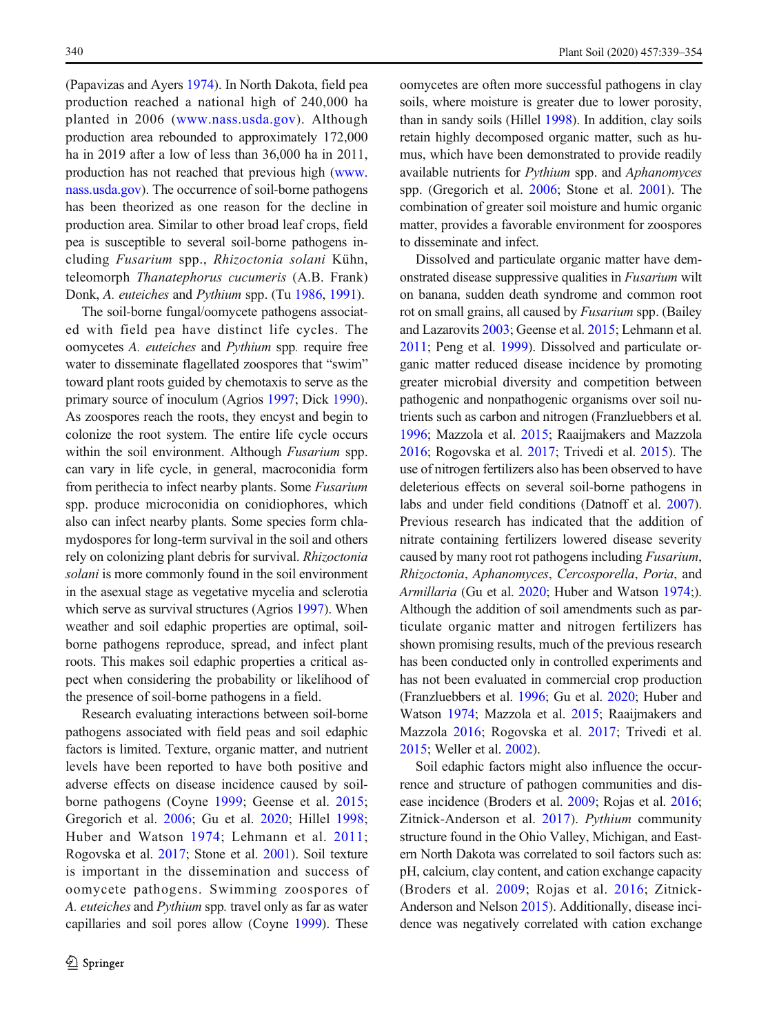(Papavizas and Ayers 1974). In North Dakota, field pea production reached a national high of 240,000 ha planted in 2006 (www.nass.usda.gov). Although production area rebounded to approximately 172,000 ha in 2019 after a low of less than 36,000 ha in 2011, production has not reached that previous high (www.nass.usda.gov). The occurrence of soil-borne pathogens has been theorized as one reason for the decline in production area. Similar to other broad leaf crops, field pea is susceptible to several soil-borne pathogens including *Fusarium* spp., *Rhizoctonia solani* Kühn, teleomorph *Thanatephorus cucumeris* (A.B. Frank) Donk, *A. euteiches* and *Pythium* spp. (Tu 1986, 1991).

The soil-borne fungal/oomycete pathogens associated with field pea have distinct life cycles. The oomycetes *A. euteiches* and *Pythium* spp. require free water to disseminate flagellated zoospores that "swim" toward plant roots guided by chemotaxis to serve as the primary source of inoculum (Agrios 1997; Dick 1990). As zoospores reach the roots, they encyst and begin to colonize the root system. The entire life cycle occurs within the soil environment. Although *Fusarium* spp. can vary in life cycle, in general, macroconidia form from perithecia to infect nearby plants. Some *Fusarium* spp. produce microconidia on conidiophores, which also can infect nearby plants. Some species form chlamydospores for long-term survival in the soil and others rely on colonizing plant debris for survival. *Rhizoctonia solani* is more commonly found in the soil environment in the asexual stage as vegetative mycelia and sclerotia which serve as survival structures (Agrios 1997). When weather and soil edaphic properties are optimal, soil-borne pathogens reproduce, spread, and infect plant roots. This makes soil edaphic properties a critical aspect when considering the probability or likelihood of the presence of soil-borne pathogens in a field.

Research evaluating interactions between soil-borne pathogens associated with field peas and soil edaphic factors is limited. Texture, organic matter, and nutrient levels have been reported to have both positive and adverse effects on disease incidence caused by soil-borne pathogens (Coyne 1999; Geense et al. 2015; Gregorich et al. 2006; Gu et al. 2020; Hillel 1998; Huber and Watson 1974; Lehmann et al. 2011; Rogovska et al. 2017; Stone et al. 2001). Soil texture is important in the dissemination and success of oomycete pathogens. Swimming zoospores of *A. euteiches* and *Pythium* spp. travel only as far as water capillaries and soil pores allow (Coyne 1999). These oomycetes are often more successful pathogens in clay soils, where moisture is greater due to lower porosity, than in sandy soils (Hillel 1998). In addition, clay soils retain highly decomposed organic matter, such as humus, which have been demonstrated to provide readily available nutrients for *Pythium* spp. and *Aphanomyces* spp. (Gregorich et al. 2006; Stone et al. 2001). The combination of greater soil moisture and humic organic matter, provides a favorable environment for zoospores to disseminate and infect.

Dissolved and particulate organic matter have demonstrated disease suppressive qualities in *Fusarium* wilt on banana, sudden death syndrome and common root rot on small grains, all caused by *Fusarium* spp. (Bailey and Lazarovits 2003; Geense et al. 2015; Lehmann et al. 2011; Peng et al. 1999). Dissolved and particulate organic matter reduced disease incidence by promoting greater microbial diversity and competition between pathogenic and nonpathogenic organisms over soil nutrients such as carbon and nitrogen (Franzluebbers et al. 1996; Mazzola et al. 2015; Raaijmakers and Mazzola 2016; Rogovska et al. 2017; Trivedi et al. 2015). The use of nitrogen fertilizers also has been observed to have deleterious effects on several soil-borne pathogens in labs and under field conditions (Datnoff et al. 2007). Previous research has indicated that the addition of nitrate containing fertilizers lowered disease severity caused by many root rot pathogens including *Fusarium*, *Rhizoctonia*, *Aphanomyces*, *Cercosporella*, *Poria*, and *Armillaria* (Gu et al. 2020; Huber and Watson 1974;). Although the addition of soil amendments such as particulate organic matter and nitrogen fertilizers has shown promising results, much of the previous research has been conducted only in controlled experiments and has not been evaluated in commercial crop production (Franzluebbers et al. 1996; Gu et al. 2020; Huber and Watson 1974; Mazzola et al. 2015; Raaijmakers and Mazzola 2016; Rogovska et al. 2017; Trivedi et al. 2015; Weller et al. 2002).

Soil edaphic factors might also influence the occurrence and structure of pathogen communities and disease incidence (Broders et al. 2009; Rojas et al. 2016; Zitnick-Anderson et al. 2017). *Pythium* community structure found in the Ohio Valley, Michigan, and Eastern North Dakota was correlated to soil factors such as: pH, calcium, clay content, and cation exchange capacity (Broders et al. 2009; Rojas et al. 2016; Zitnick-Anderson and Nelson 2015). Additionally, disease incidence was negatively correlated with cation exchange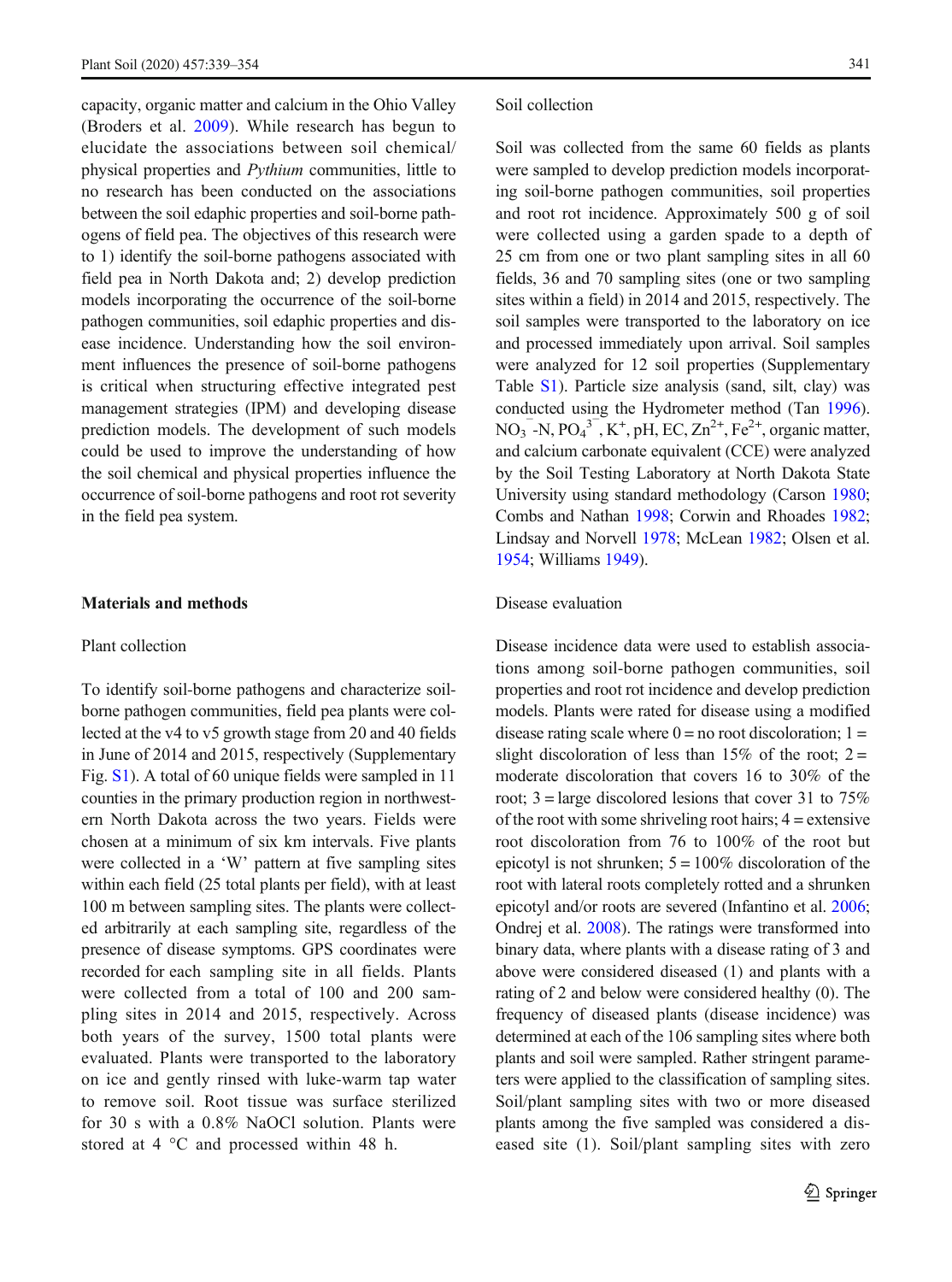capacity, organic matter and calcium in the Ohio Valley (Broders et al. 2009). While research has begun to elucidate the associations between soil chemical/physical properties and *Pythium* communities, little to no research has been conducted on the associations between the soil edaphic properties and soil-borne pathogens of field pea. The objectives of this research were to 1) identify the soil-borne pathogens associated with field pea in North Dakota and; 2) develop prediction models incorporating the occurrence of the soil-borne pathogen communities, soil edaphic properties and disease incidence. Understanding how the soil environment influences the presence of soil-borne pathogens is critical when structuring effective integrated pest management strategies (IPM) and developing disease prediction models. The development of such models could be used to improve the understanding of how the soil chemical and physical properties influence the occurrence of soil-borne pathogens and root rot severity in the field pea system.

## Materials and methods

### Plant collection

To identify soil-borne pathogens and characterize soil-borne pathogen communities, field pea plants were collected at the v4 to v5 growth stage from 20 and 40 fields in June of 2014 and 2015, respectively (Supplementary Fig. S1). A total of 60 unique fields were sampled in 11 counties in the primary production region in northwestern North Dakota across the two years. Fields were chosen at a minimum of six km intervals. Five plants were collected in a 'W' pattern at five sampling sites within each field (25 total plants per field), with at least 100 m between sampling sites. The plants were collected arbitrarily at each sampling site, regardless of the presence of disease symptoms. GPS coordinates were recorded for each sampling site in all fields. Plants were collected from a total of 100 and 200 sampling sites in 2014 and 2015, respectively. Across both years of the survey, 1500 total plants were evaluated. Plants were transported to the laboratory on ice and gently rinsed with luke-warm tap water to remove soil. Root tissue was surface sterilized for 30 s with a 0.8% NaOCl solution. Plants were stored at 4 °C and processed within 48 h.

### Soil collection

Soil was collected from the same 60 fields as plants were sampled to develop prediction models incorporating soil-borne pathogen communities, soil properties and root rot incidence. Approximately 500 g of soil were collected using a garden spade to a depth of 25 cm from one or two plant sampling sites in all 60 fields, 36 and 70 sampling sites (one or two sampling sites within a field) in 2014 and 2015, respectively. The soil samples were transported to the laboratory on ice and processed immediately upon arrival. Soil samples were analyzed for 12 soil properties (Supplementary Table S1). Particle size analysis (sand, silt, clay) was conducted using the Hydrometer method (Tan 1996). $NO_3^-$-N, $PO_4^{3-}$, $K^+$, pH, EC, $Zn^{2+}$, $Fe^{2+}$, organic matter, and calcium carbonate equivalent (CCE) were analyzed by the Soil Testing Laboratory at North Dakota State University using standard methodology (Carson 1980; Combs and Nathan 1998; Corwin and Rhoades 1982; Lindsay and Norvell 1978; McLean 1982; Olsen et al. 1954; Williams 1949).

### Disease evaluation

Disease incidence data were used to establish associations among soil-borne pathogen communities, soil properties and root rot incidence and develop prediction models. Plants were rated for disease using a modified disease rating scale where 0 = no root discoloration; 1 = slight discoloration of less than 15% of the root; 2 = moderate discoloration that covers 16 to 30% of the root; 3 = large discolored lesions that cover 31 to 75% of the root with some shriveling root hairs; 4 = extensive root discoloration from 76 to 100% of the root but epicotyl is not shrunken; 5 = 100% discoloration of the root with lateral roots completely rotted and a shrunken epicotyl and/or roots are severed (Infantino et al. 2006; Ondrej et al. 2008). The ratings were transformed into binary data, where plants with a disease rating of 3 and above were considered diseased (1) and plants with a rating of 2 and below were considered healthy (0). The frequency of diseased plants (disease incidence) was determined at each of the 106 sampling sites where both plants and soil were sampled. Rather stringent parameters were applied to the classification of sampling sites. Soil/plant sampling sites with two or more diseased plants among the five sampled was considered a diseased site (1). Soil/plant sampling sites with zero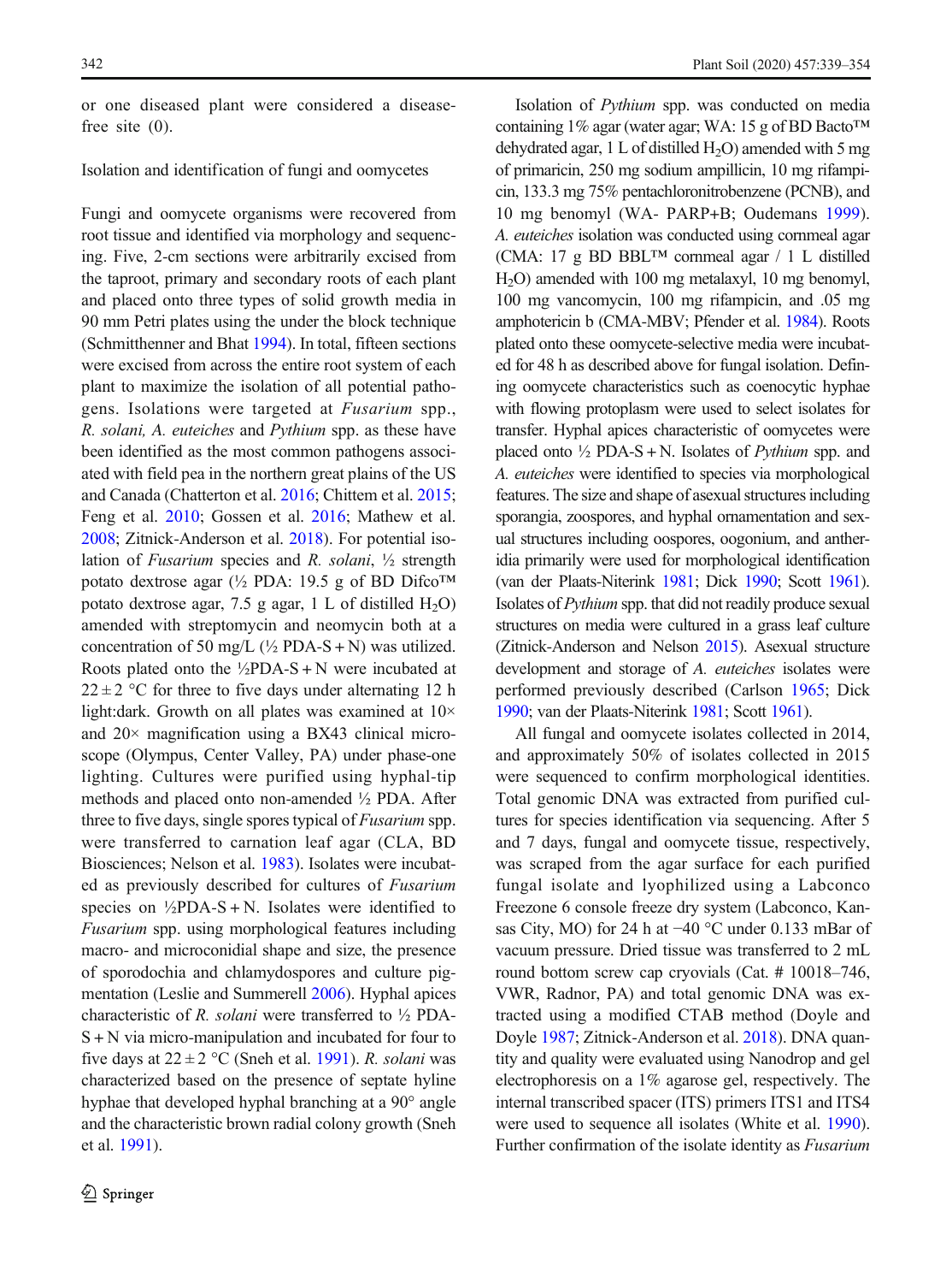or one diseased plant were considered a disease-free site (0).

## Isolation and identification of fungi and oomycetes

Fungi and oomycete organisms were recovered from root tissue and identified via morphology and sequencing. Five, 2-cm sections were arbitrarily excised from the taproot, primary and secondary roots of each plant and placed onto three types of solid growth media in 90 mm Petri plates using the under the block technique (Schmitthenner and Bhat 1994). In total, fifteen sections were excised from across the entire root system of each plant to maximize the isolation of all potential pathogens. Isolations were targeted at *Fusarium* spp., *R. solani, A. euteiches* and *Pythium* spp. as these have been identified as the most common pathogens associated with field pea in the northern great plains of the US and Canada (Chatterton et al. 2016; Chittem et al. 2015; Feng et al. 2010; Gossen et al. 2016; Mathew et al. 2008; Zitnick-Anderson et al. 2018). For potential isolation of *Fusarium* species and *R. solani*, ½ strength potato dextrose agar (½ PDA: 19.5 g of BD Difco™ potato dextrose agar, 7.5 g agar, 1 L of distilled $H_2O$) amended with streptomycin and neomycin both at a concentration of 50 mg/L (½ PDA-S + N) was utilized. Roots plated onto the ½PDA-S + N were incubated at 22 ± 2 °C for three to five days under alternating 12 h light:dark. Growth on all plates was examined at 10× and 20× magnification using a BX43 clinical microscope (Olympus, Center Valley, PA) under phase-one lighting. Cultures were purified using hyphal-tip methods and placed onto non-amended ½ PDA. After three to five days, single spores typical of *Fusarium* spp. were transferred to carnation leaf agar (CLA, BD Biosciences; Nelson et al. 1983). Isolates were incubated as previously described for cultures of *Fusarium* species on ½PDA-S + N. Isolates were identified to *Fusarium* spp. using morphological features including macro- and microconidial shape and size, the presence of sporodochia and chlamydospores and culture pigmentation (Leslie and Summerell 2006). Hyphal apices characteristic of *R. solani* were transferred to ½ PDA-S + N via micro-manipulation and incubated for four to five days at 22 ± 2 °C (Sneh et al. 1991). *R. solani* was characterized based on the presence of septate hyline hyphae that developed hyphal branching at a 90° angle and the characteristic brown radial colony growth (Sneh et al. 1991).

Isolation of *Pythium* spp. was conducted on media containing 1% agar (water agar; WA: 15 g of BD Bacto™ dehydrated agar, 1 L of distilled $H_2O$) amended with 5 mg of primaricin, 250 mg sodium ampillicin, 10 mg rifampicin, 133.3 mg 75% pentachloronitrobenzene (PCNB), and 10 mg benomyl (WA- PARP+B; Oudemans 1999). *A. euteiches* isolation was conducted using cornmeal agar (CMA: 17 g BD BBL™ cornmeal agar / 1 L distilled $H_2O$) amended with 100 mg metalaxyl, 10 mg benomyl, 100 mg vancomycin, 100 mg rifampicin, and .05 mg amphotericin b (CMA-MBV; Pfender et al. 1984). Roots plated onto these oomycete-selective media were incubated for 48 h as described above for fungal isolation. Defining oomycete characteristics such as coenocytic hyphae with flowing protoplasm were used to select isolates for transfer. Hyphal apices characteristic of oomycetes were placed onto ½ PDA-S + N. Isolates of *Pythium* spp. and *A. euteiches* were identified to species via morphological features. The size and shape of asexual structures including sporangia, zoospores, and hyphal ornamentation and sexual structures including oospores, oogonium, and antheridia primarily were used for morphological identification (van der Plaats-Niterink 1981; Dick 1990; Scott 1961). Isolates of *Pythium* spp. that did not readily produce sexual structures on media were cultured in a grass leaf culture (Zitnick-Anderson and Nelson 2015). Asexual structure development and storage of *A. euteiches* isolates were performed previously described (Carlson 1965; Dick 1990; van der Plaats-Niterink 1981; Scott 1961).

All fungal and oomycete isolates collected in 2014, and approximately 50% of isolates collected in 2015 were sequenced to confirm morphological identities. Total genomic DNA was extracted from purified cultures for species identification via sequencing. After 5 and 7 days, fungal and oomycete tissue, respectively, was scraped from the agar surface for each purified fungal isolate and lyophilized using a Labconco Freezone 6 console freeze dry system (Labconco, Kansas City, MO) for 24 h at −40 °C under 0.133 mBar of vacuum pressure. Dried tissue was transferred to 2 mL round bottom screw cap cryovials (Cat. # 10018–746, VWR, Radnor, PA) and total genomic DNA was extracted using a modified CTAB method (Doyle and Doyle 1987; Zitnick-Anderson et al. 2018). DNA quantity and quality were evaluated using Nanodrop and gel electrophoresis on a 1% agarose gel, respectively. The internal transcribed spacer (ITS) primers ITS1 and ITS4 were used to sequence all isolates (White et al. 1990). Further confirmation of the isolate identity as *Fusarium*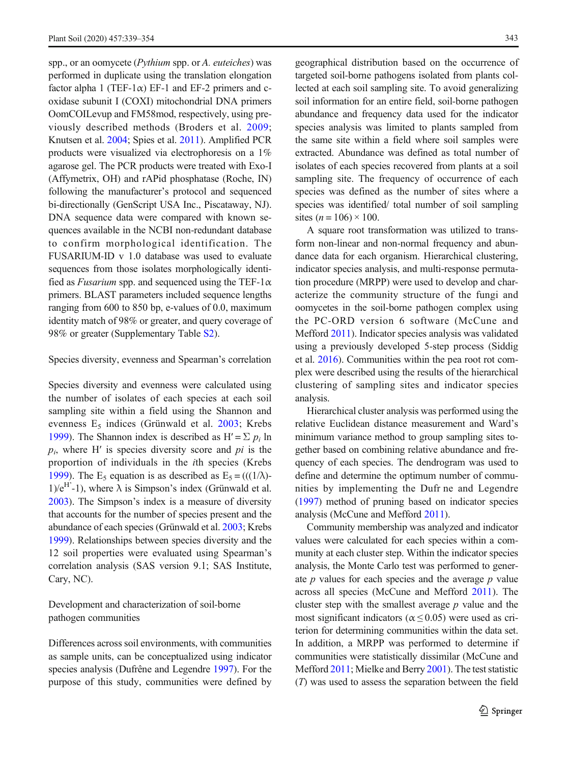spp., or an oomycete (*Pythium* spp. or *A. euteiches*) was performed in duplicate using the translation elongation factor alpha 1 (TEF-1α) EF-1 and EF-2 primers and c-oxidase subunit I (COXI) mitochondrial DNA primers OomCOILevup and FM58mod, respectively, using previously described methods (Broders et al. 2009; Knutsen et al. 2004; Spies et al. 2011). Amplified PCR products were visualized via electrophoresis on a 1% agarose gel. The PCR products were treated with Exo-I (Affymetrix, OH) and rAPid phosphatase (Roche, IN) following the manufacturer's protocol and sequenced bi-directionally (GenScript USA Inc., Piscataway, NJ). DNA sequence data were compared with known sequences available in the NCBI non-redundant database to confirm morphological identification. The FUSARIUM-ID v 1.0 database was used to evaluate sequences from those isolates morphologically identified as *Fusarium* spp. and sequenced using the TEF-1α primers. BLAST parameters included sequence lengths ranging from 600 to 850 bp, e-values of 0.0, maximum identity match of 98% or greater, and query coverage of 98% or greater (Supplementary Table S2).

## Species diversity, evenness and Spearman's correlation

Species diversity and evenness were calculated using the number of isolates of each species at each soil sampling site within a field using the Shannon and evenness $E_5$ indices (Grünwald et al. 2003; Krebs 1999). The Shannon index is described as $H' = \Sigma\, p_i \ln p_i$, where $H'$ is species diversity score and $pi$ is the proportion of individuals in the $i$th species (Krebs 1999). The $E_5$ equation is as described as $E_5 = (((1/\lambda)-1)/e^{H'}-1)$, where λ is Simpson's index (Grünwald et al. 2003). The Simpson's index is a measure of diversity that accounts for the number of species present and the abundance of each species (Grünwald et al. 2003; Krebs 1999). Relationships between species diversity and the 12 soil properties were evaluated using Spearman's correlation analysis (SAS version 9.1; SAS Institute, Cary, NC).

## Development and characterization of soil-borne pathogen communities

Differences across soil environments, with communities as sample units, can be conceptualized using indicator species analysis (Dufrêne and Legendre 1997). For the purpose of this study, communities were defined by geographical distribution based on the occurrence of targeted soil-borne pathogens isolated from plants collected at each soil sampling site. To avoid generalizing soil information for an entire field, soil-borne pathogen abundance and frequency data used for the indicator species analysis was limited to plants sampled from the same site within a field where soil samples were extracted. Abundance was defined as total number of isolates of each species recovered from plants at a soil sampling site. The frequency of occurrence of each species was defined as the number of sites where a species was identified/ total number of soil sampling sites ($n = 106$) × 100.

A square root transformation was utilized to transform non-linear and non-normal frequency and abundance data for each organism. Hierarchical clustering, indicator species analysis, and multi-response permutation procedure (MRPP) were used to develop and characterize the community structure of the fungi and oomycetes in the soil-borne pathogen complex using the PC-ORD version 6 software (McCune and Mefford 2011). Indicator species analysis was validated using a previously developed 5-step process (Siddig et al. 2016). Communities within the pea root rot complex were described using the results of the hierarchical clustering of sampling sites and indicator species analysis.

Hierarchical cluster analysis was performed using the relative Euclidean distance measurement and Ward's minimum variance method to group sampling sites together based on combining relative abundance and frequency of each species. The dendrogram was used to define and determine the optimum number of communities by implementing the Dufr ne and Legendre (1997) method of pruning based on indicator species analysis (McCune and Mefford 2011).

Community membership was analyzed and indicator values were calculated for each species within a community at each cluster step. Within the indicator species analysis, the Monte Carlo test was performed to generate $p$ values for each species and the average $p$ value across all species (McCune and Mefford 2011). The cluster step with the smallest average $p$ value and the most significant indicators ($\alpha \leq 0.05$) were used as criterion for determining communities within the data set. In addition, a MRPP was performed to determine if communities were statistically dissimilar (McCune and Mefford 2011; Mielke and Berry 2001). The test statistic ($T$) was used to assess the separation between the field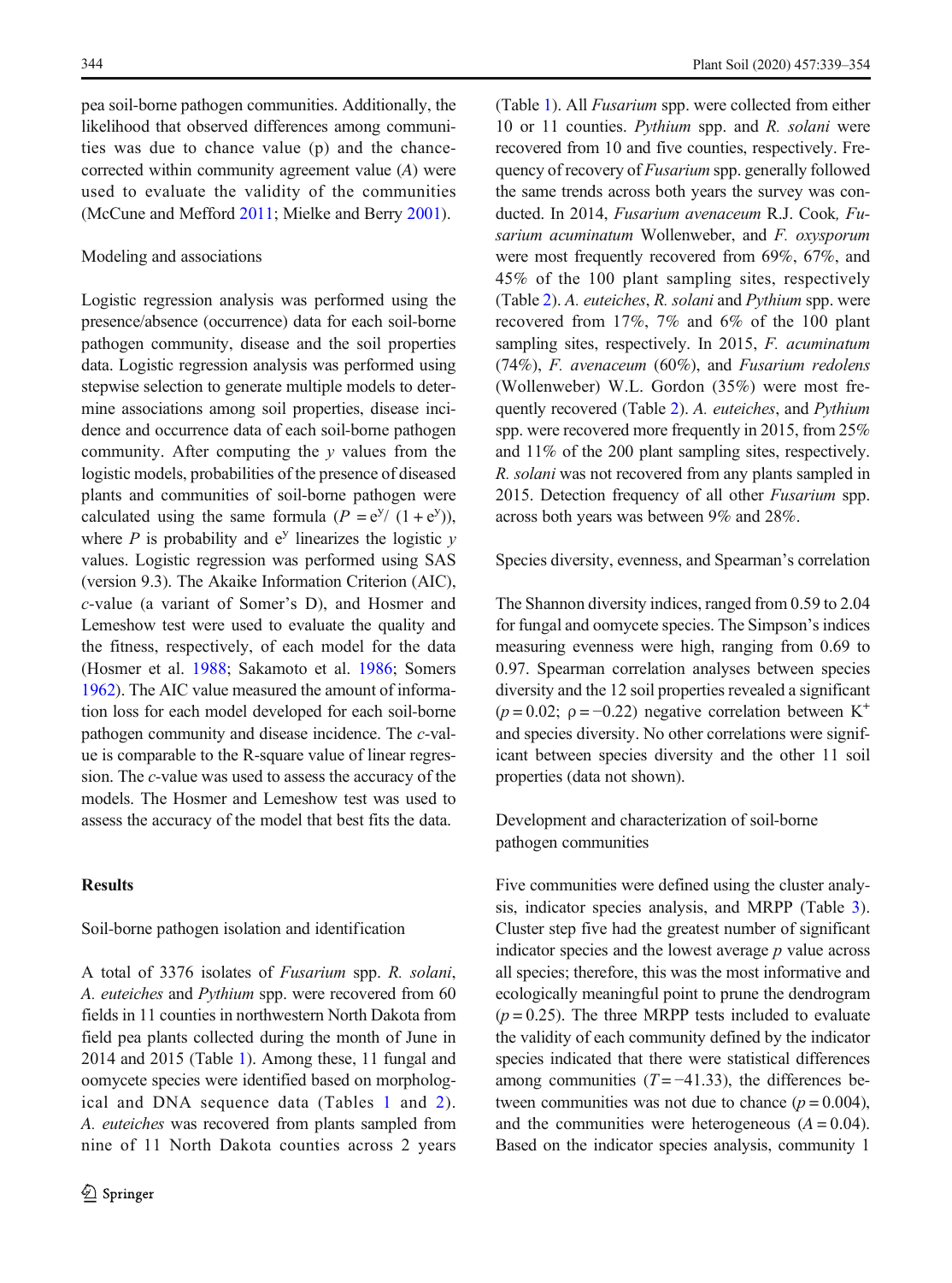pea soil-borne pathogen communities. Additionally, the likelihood that observed differences among communities was due to chance value (p) and the chance-corrected within community agreement value (*A*) were used to evaluate the validity of the communities (McCune and Mefford 2011; Mielke and Berry 2001).

### Modeling and associations

Logistic regression analysis was performed using the presence/absence (occurrence) data for each soil-borne pathogen community, disease and the soil properties data. Logistic regression analysis was performed using stepwise selection to generate multiple models to determine associations among soil properties, disease incidence and occurrence data of each soil-borne pathogen community. After computing the *y* values from the logistic models, probabilities of the presence of diseased plants and communities of soil-borne pathogen were calculated using the same formula ($P = e^y / (1 + e^y)$), where *P* is probability and $e^y$ linearizes the logistic *y* values. Logistic regression was performed using SAS (version 9.3). The Akaike Information Criterion (AIC), *c*-value (a variant of Somer's D), and Hosmer and Lemeshow test were used to evaluate the quality and the fitness, respectively, of each model for the data (Hosmer et al. 1988; Sakamoto et al. 1986; Somers 1962). The AIC value measured the amount of information loss for each model developed for each soil-borne pathogen community and disease incidence. The *c*-value is comparable to the R-square value of linear regression. The *c*-value was used to assess the accuracy of the models. The Hosmer and Lemeshow test was used to assess the accuracy of the model that best fits the data.

## Results

### Soil-borne pathogen isolation and identification

A total of 3376 isolates of *Fusarium* spp. *R. solani*, *A. euteiches* and *Pythium* spp. were recovered from 60 fields in 11 counties in northwestern North Dakota from field pea plants collected during the month of June in 2014 and 2015 (Table 1). Among these, 11 fungal and oomycete species were identified based on morphological and DNA sequence data (Tables 1 and 2). *A. euteiches* was recovered from plants sampled from nine of 11 North Dakota counties across 2 years (Table 1). All *Fusarium* spp. were collected from either 10 or 11 counties. *Pythium* spp. and *R. solani* were recovered from 10 and five counties, respectively. Frequency of recovery of *Fusarium* spp. generally followed the same trends across both years the survey was conducted. In 2014, *Fusarium avenaceum* R.J. Cook, *Fusarium acuminatum* Wollenweber, and *F. oxysporum* were most frequently recovered from 69%, 67%, and 45% of the 100 plant sampling sites, respectively (Table 2). *A. euteiches*, *R. solani* and *Pythium* spp. were recovered from 17%, 7% and 6% of the 100 plant sampling sites, respectively. In 2015, *F. acuminatum* (74%), *F. avenaceum* (60%), and *Fusarium redolens* (Wollenweber) W.L. Gordon (35%) were most frequently recovered (Table 2). *A. euteiches*, and *Pythium* spp. were recovered more frequently in 2015, from 25% and 11% of the 200 plant sampling sites, respectively. *R. solani* was not recovered from any plants sampled in 2015. Detection frequency of all other *Fusarium* spp. across both years was between 9% and 28%.

### Species diversity, evenness, and Spearman's correlation

The Shannon diversity indices, ranged from 0.59 to 2.04 for fungal and oomycete species. The Simpson's indices measuring evenness were high, ranging from 0.69 to 0.97. Spearman correlation analyses between species diversity and the 12 soil properties revealed a significant ($p = 0.02$; $\rho = -0.22$) negative correlation between $K^+$ and species diversity. No other correlations were significant between species diversity and the other 11 soil properties (data not shown).

### Development and characterization of soil-borne pathogen communities

Five communities were defined using the cluster analysis, indicator species analysis, and MRPP (Table 3). Cluster step five had the greatest number of significant indicator species and the lowest average *p* value across all species; therefore, this was the most informative and ecologically meaningful point to prune the dendrogram ($p = 0.25$). The three MRPP tests included to evaluate the validity of each community defined by the indicator species indicated that there were statistical differences among communities ($T = -41.33$), the differences between communities was not due to chance ($p = 0.004$), and the communities were heterogeneous ($A = 0.04$). Based on the indicator species analysis, community 1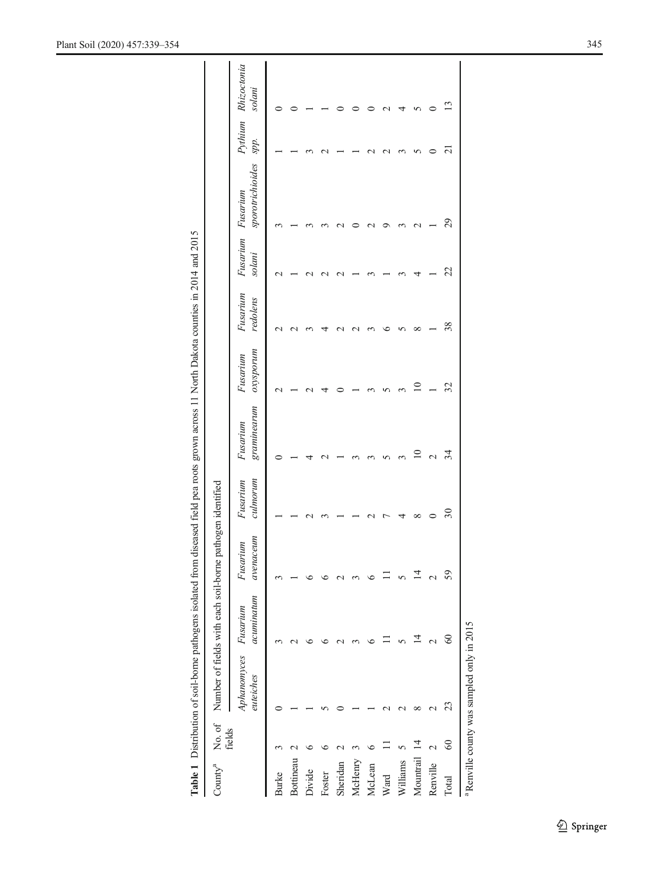**Table 1** Distribution of soil-borne pathogens isolated from diseased field pea roots grown across 11 North Dakota counties in 2014 and 2015

| County[a] | No. of fields | Number of fields with each soil-borne pathogen identified | | | | | | | | | | |
|---|---|---|---|---|---|---|---|---|---|---|---|---|
| | | *Aphanomyces euteiches* | *Fusarium acuminatum* | *Fusarium avenaceum* | *Fusarium culmorum* | *Fusarium graminearum* | *Fusarium oxysporum* | *Fusarium redolens* | *Fusarium solani* | *Fusarium sporotrichioides* | *Pythium spp.* | *Rhizoctonia solani* |
| Burke | 3 | 0 | 3 | 3 | 1 | 0 | 2 | 2 | 2 | 3 | 1 | 0 |
| Bottineau | 2 | 1 | 2 | 1 | 1 | 1 | 1 | 2 | 1 | 1 | 1 | 0 |
| Divide | 6 | 1 | 6 | 6 | 2 | 4 | 2 | 3 | 2 | 3 | 3 | 1 |
| Foster | 6 | 5 | 6 | 6 | 3 | 2 | 4 | 4 | 2 | 3 | 2 | 1 |
| Sheridan | 2 | 0 | 2 | 2 | 1 | 1 | 0 | 2 | 2 | 2 | 1 | 0 |
| McHenry | 3 | 1 | 3 | 3 | 1 | 3 | 1 | 2 | 1 | 0 | 1 | 0 |
| McLean | 6 | 1 | 6 | 6 | 2 | 3 | 3 | 3 | 3 | 2 | 2 | 0 |
| Ward | 11 | 2 | 11 | 11 | 7 | 5 | 5 | 6 | 1 | 9 | 2 | 2 |
| Williams | 5 | 2 | 5 | 5 | 4 | 3 | 3 | 5 | 3 | 3 | 3 | 4 |
| Mountrail | 14 | 8 | 14 | 14 | 8 | 10 | 10 | 8 | 4 | 2 | 5 | 5 |
| Renville | 2 | 2 | 2 | 2 | 0 | 2 | 1 | 1 | 1 | 1 | 0 | 0 |
| Total | 60 | 23 | 60 | 59 | 30 | 34 | 32 | 38 | 22 | 29 | 21 | 13 |

[a] Renville county was sampled only in 2015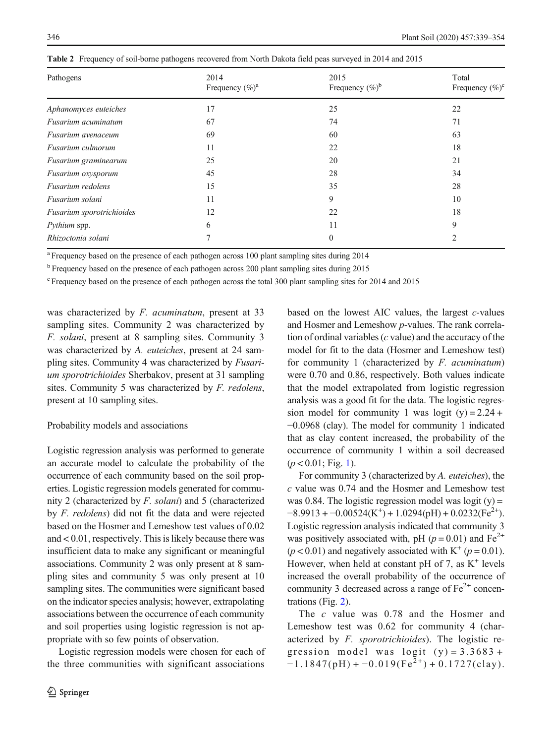**Table 2** Frequency of soil-borne pathogens recovered from North Dakota field peas surveyed in 2014 and 2015

| Pathogens | 2014 Frequency (%)[a] | 2015 Frequency (%)[b] | Total Frequency (%)[c] |
|---|---|---|---|
| *Aphanomyces euteiches* | 17 | 25 | 22 |
| *Fusarium acuminatum* | 67 | 74 | 71 |
| *Fusarium avenaceum* | 69 | 60 | 63 |
| *Fusarium culmorum* | 11 | 22 | 18 |
| *Fusarium graminearum* | 25 | 20 | 21 |
| *Fusarium oxysporum* | 45 | 28 | 34 |
| *Fusarium redolens* | 15 | 35 | 28 |
| *Fusarium solani* | 11 | 9 | 10 |
| *Fusarium sporotrichioides* | 12 | 22 | 18 |
| *Pythium* spp. | 6 | 11 | 9 |
| *Rhizoctonia solani* | 7 | 0 | 2 |

[a] Frequency based on the presence of each pathogen across 100 plant sampling sites during 2014

[b] Frequency based on the presence of each pathogen across 200 plant sampling sites during 2015

[c] Frequency based on the presence of each pathogen across the total 300 plant sampling sites for 2014 and 2015

was characterized by *F. acuminatum*, present at 33 sampling sites. Community 2 was characterized by *F. solani*, present at 8 sampling sites. Community 3 was characterized by *A. euteiches*, present at 24 sampling sites. Community 4 was characterized by *Fusarium sporotrichioides* Sherbakov, present at 31 sampling sites. Community 5 was characterized by *F. redolens*, present at 10 sampling sites.

## Probability models and associations

Logistic regression analysis was performed to generate an accurate model to calculate the probability of the occurrence of each community based on the soil properties. Logistic regression models generated for community 2 (characterized by *F. solani*) and 5 (characterized by *F. redolens*) did not fit the data and were rejected based on the Hosmer and Lemeshow test values of 0.02 and < 0.01, respectively. This is likely because there was insufficient data to make any significant or meaningful associations. Community 2 was only present at 8 sampling sites and community 5 was only present at 10 sampling sites. The communities were significant based on the indicator species analysis; however, extrapolating associations between the occurrence of each community and soil properties using logistic regression is not appropriate with so few points of observation.

Logistic regression models were chosen for each of the three communities with significant associations based on the lowest AIC values, the largest *c*-values and Hosmer and Lemeshow *p*-values. The rank correlation of ordinal variables (*c* value) and the accuracy of the model for fit to the data (Hosmer and Lemeshow test) for community 1 (characterized by *F. acuminatum*) were 0.70 and 0.86, respectively. Both values indicate that the model extrapolated from logistic regression analysis was a good fit for the data. The logistic regression model for community 1 was $\text{logit (y)} = 2.24 + -0.0968 \text{ (clay)}$. The model for community 1 indicated that as clay content increased, the probability of the occurrence of community 1 within a soil decreased ($p < 0.01$; Fig. 1).

For community 3 (characterized by *A. euteiches*), the *c* value was 0.74 and the Hosmer and Lemeshow test was 0.84. The logistic regression model was $\text{logit (y)} = -8.9913 + -0.00524(K^+) + 1.0294(\text{pH}) + 0.0232(Fe^{2+})$. Logistic regression analysis indicated that community 3 was positively associated with, pH ($p = 0.01$) and $Fe^{2+}$ ($p < 0.01$) and negatively associated with $K^+$ ($p = 0.01$). However, when held at constant pH of 7, as $K^+$ levels increased the overall probability of the occurrence of community 3 decreased across a range of $Fe^{2+}$ concentrations (Fig. 2).

The *c* value was 0.78 and the Hosmer and Lemeshow test was 0.62 for community 4 (characterized by *F. sporotrichioides*). The logistic regression model was $\text{logit (y)} = 3.3683 + -1.1847(\text{pH}) + -0.019(Fe^{2+}) + 0.1727(\text{clay})$.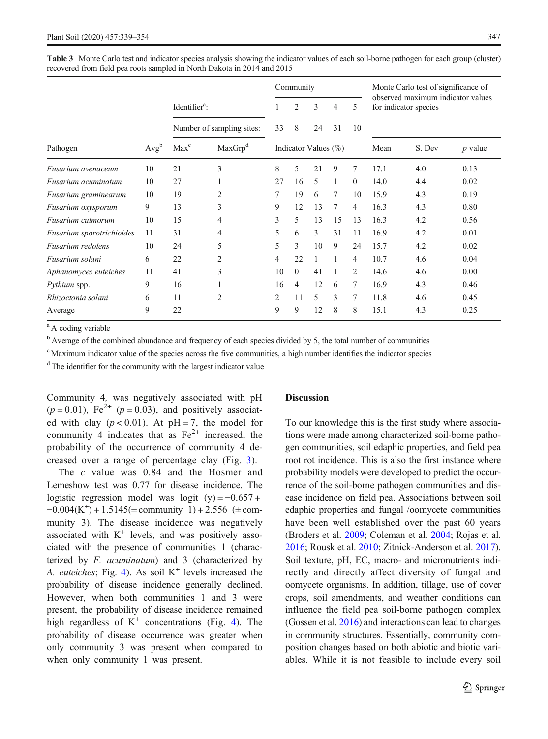Table 3 Monte Carlo test and indicator species analysis showing the indicator values of each soil-borne pathogen for each group (cluster) recovered from field pea roots sampled in North Dakota in 2014 and 2015

| | | Identifier[a]: | | Community | | | | | Monte Carlo test of significance of observed maximum indicator values for indicator species | | |
|---|---|---|---|---|---|---|---|---|---|---|---|
| | | | | 1 | 2 | 3 | 4 | 5 | | | |
| | | Number of sampling sites: | | 33 | 8 | 24 | 31 | 10 | | | |
| Pathogen | Avg[b] | Max[c] | MaxGrp[d] | Indicator Values (%) | | | | | Mean | S. Dev | *p* value |
| *Fusarium avenaceum* | 10 | 21 | 3 | 8 | 5 | 21 | 9 | 7 | 17.1 | 4.0 | 0.13 |
| *Fusarium acuminatum* | 10 | 27 | 1 | 27 | 16 | 5 | 1 | 0 | 14.0 | 4.4 | 0.02 |
| *Fusarium graminearum* | 10 | 19 | 2 | 7 | 19 | 6 | 7 | 10 | 15.9 | 4.3 | 0.19 |
| *Fusarium oxysporum* | 9 | 13 | 3 | 9 | 12 | 13 | 7 | 4 | 16.3 | 4.3 | 0.80 |
| *Fusarium culmorum* | 10 | 15 | 4 | 3 | 5 | 13 | 15 | 13 | 16.3 | 4.2 | 0.56 |
| *Fusarium sporotrichioides* | 11 | 31 | 4 | 5 | 6 | 3 | 31 | 11 | 16.9 | 4.2 | 0.01 |
| *Fusarium redolens* | 10 | 24 | 5 | 5 | 3 | 10 | 9 | 24 | 15.7 | 4.2 | 0.02 |
| *Fusarium solani* | 6 | 22 | 2 | 4 | 22 | 1 | 1 | 4 | 10.7 | 4.6 | 0.04 |
| *Aphanomyces euteiches* | 11 | 41 | 3 | 10 | 0 | 41 | 1 | 2 | 14.6 | 4.6 | 0.00 |
| *Pythium* spp. | 9 | 16 | 1 | 16 | 4 | 12 | 6 | 7 | 16.9 | 4.3 | 0.46 |
| *Rhizoctonia solani* | 6 | 11 | 2 | 2 | 11 | 5 | 3 | 7 | 11.8 | 4.6 | 0.45 |
| Average | 9 | 22 | | 9 | 9 | 12 | 8 | 8 | 15.1 | 4.3 | 0.25 |

[a] A coding variable

[b] Average of the combined abundance and frequency of each species divided by 5, the total number of communities

[c] Maximum indicator value of the species across the five communities, a high number identifies the indicator species

[d] The identifier for the community with the largest indicator value

Community 4, was negatively associated with pH ($p = 0.01$), $Fe^{2+}$ ($p = 0.03$), and positively associated with clay ($p < 0.01$). At pH = 7, the model for community 4 indicates that as $Fe^{2+}$ increased, the probability of the occurrence of community 4 decreased over a range of percentage clay (Fig. 3).

The $c$ value was 0.84 and the Hosmer and Lemeshow test was 0.77 for disease incidence. The logistic regression model was $\text{logit}(y) = -0.657 + -0.004(K^{+}) + 1.5145(\pm \text{community } 1) + 2.556\ (\pm \text{community } 3)$. The disease incidence was negatively associated with $K^{+}$ levels, and was positively associated with the presence of communities 1 (characterized by *F. acuminatum*) and 3 (characterized by *A. euteiches*; Fig. 4). As soil $K^{+}$ levels increased the probability of disease incidence generally declined. However, when both communities 1 and 3 were present, the probability of disease incidence remained high regardless of $K^{+}$ concentrations (Fig. 4). The probability of disease occurrence was greater when only community 3 was present when compared to when only community 1 was present.

## Discussion

To our knowledge this is the first study where associations were made among characterized soil-borne pathogen communities, soil edaphic properties, and field pea root rot incidence. This is also the first instance where probability models were developed to predict the occurrence of the soil-borne pathogen communities and disease incidence on field pea. Associations between soil edaphic properties and fungal /oomycete communities have been well established over the past 60 years (Broders et al. 2009; Coleman et al. 2004; Rojas et al. 2016; Rousk et al. 2010; Zitnick-Anderson et al. 2017). Soil texture, pH, EC, macro- and micronutrients indirectly and directly affect diversity of fungal and oomycete organisms. In addition, tillage, use of cover crops, soil amendments, and weather conditions can influence the field pea soil-borne pathogen complex (Gossen et al. 2016) and interactions can lead to changes in community structures. Essentially, community composition changes based on both abiotic and biotic variables. While it is not feasible to include every soil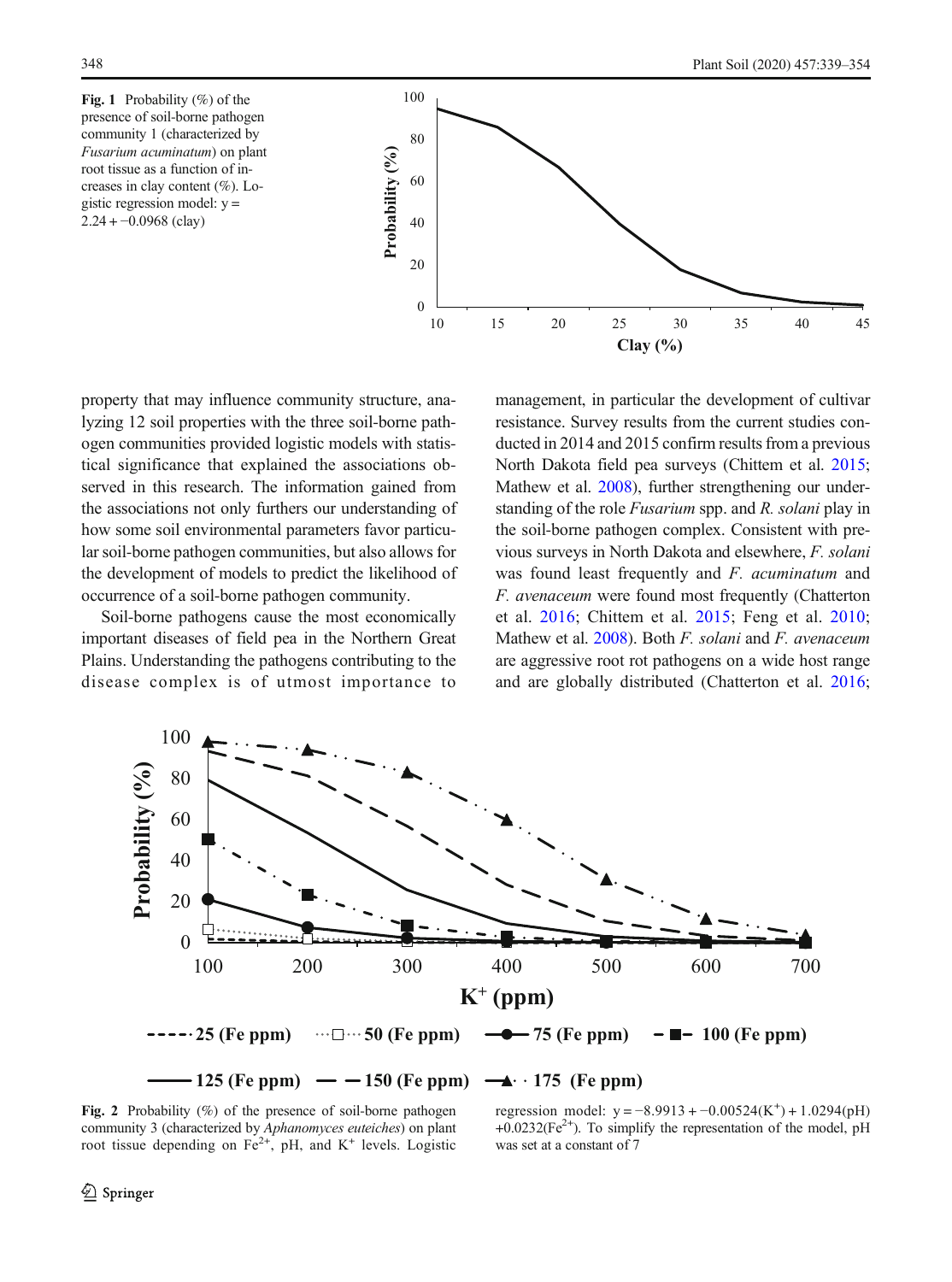**Fig. 1** Probability (%) of the presence of soil-borne pathogen community 1 (characterized by *Fusarium acuminatum*) on plant root tissue as a function of increases in clay content (%). Logistic regression model: y = 2.24 + −0.0968 (clay)

property that may influence community structure, analyzing 12 soil properties with the three soil-borne pathogen communities provided logistic models with statistical significance that explained the associations observed in this research. The information gained from the associations not only furthers our understanding of how some soil environmental parameters favor particular soil-borne pathogen communities, but also allows for the development of models to predict the likelihood of occurrence of a soil-borne pathogen community.

Soil-borne pathogens cause the most economically important diseases of field pea in the Northern Great Plains. Understanding the pathogens contributing to the disease complex is of utmost importance to management, in particular the development of cultivar resistance. Survey results from the current studies conducted in 2014 and 2015 confirm results from a previous North Dakota field pea surveys (Chittem et al. 2015; Mathew et al. 2008), further strengthening our understanding of the role *Fusarium* spp. and *R. solani* play in the soil-borne pathogen complex. Consistent with previous surveys in North Dakota and elsewhere, *F. solani* was found least frequently and *F. acuminatum* and *F. avenaceum* were found most frequently (Chatterton et al. 2016; Chittem et al. 2015; Feng et al. 2010; Mathew et al. 2008). Both *F. solani* and *F. avenaceum* are aggressive root rot pathogens on a wide host range and are globally distributed (Chatterton et al. 2016;

**Fig. 2** Probability (%) of the presence of soil-borne pathogen community 3 (characterized by *Aphanomyces euteiches*) on plant root tissue depending on $Fe^{2+}$, pH, and $K^{+}$ levels. Logistic regression model: $y = -8.9913 + -0.00524(K^{+}) + 1.0294(\text{pH}) + 0.0232(Fe^{2+})$. To simplify the representation of the model, pH was set at a constant of 7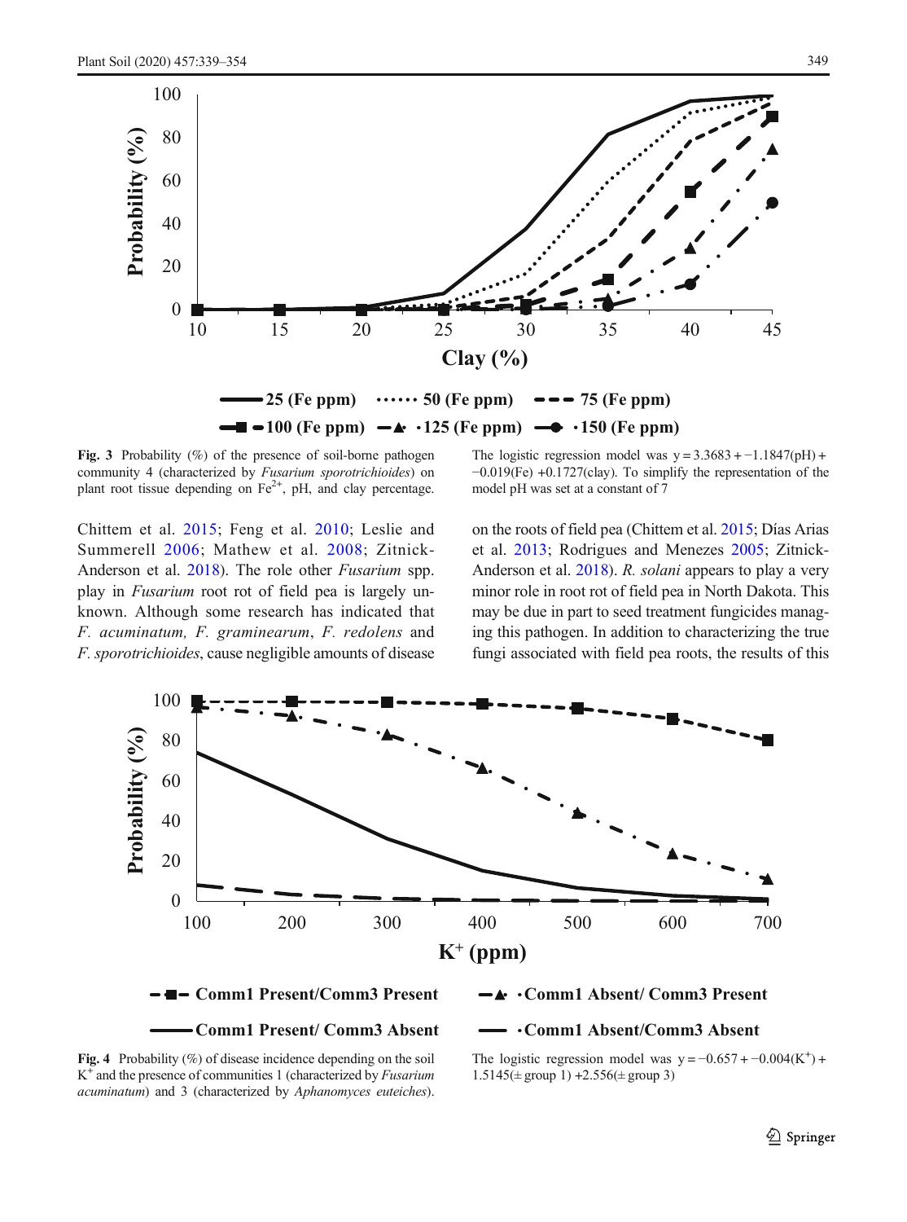**Fig. 3** Probability (%) of the presence of soil-borne pathogen community 4 (characterized by *Fusarium sporotrichioides*) on plant root tissue depending on $Fe^{2+}$, pH, and clay percentage. The logistic regression model was $y = 3.3683 + -1.1847(\text{pH}) + -0.019(\text{Fe}) + 0.1727(\text{clay})$. To simplify the representation of the model pH was set at a constant of 7

Chittem et al. 2015; Feng et al. 2010; Leslie and Summerell 2006; Mathew et al. 2008; Zitnick-Anderson et al. 2018). The role other *Fusarium* spp. play in *Fusarium* root rot of field pea is largely unknown. Although some research has indicated that *F. acuminatum, F. graminearum*, *F. redolens* and *F. sporotrichioides*, cause negligible amounts of disease on the roots of field pea (Chittem et al. 2015; Días Arias et al. 2013; Rodrigues and Menezes 2005; Zitnick-Anderson et al. 2018). *R. solani* appears to play a very minor role in root rot of field pea in North Dakota. This may be due in part to seed treatment fungicides managing this pathogen. In addition to characterizing the true fungi associated with field pea roots, the results of this

**Fig. 4** Probability (%) of disease incidence depending on the soil $K^+$ and the presence of communities 1 (characterized by *Fusarium acuminatum*) and 3 (characterized by *Aphanomyces euteiches*). The logistic regression model was $y = -0.657 + -0.004(K^+) + 1.5145(\pm \text{group 1}) + 2.556(\pm \text{group 3})$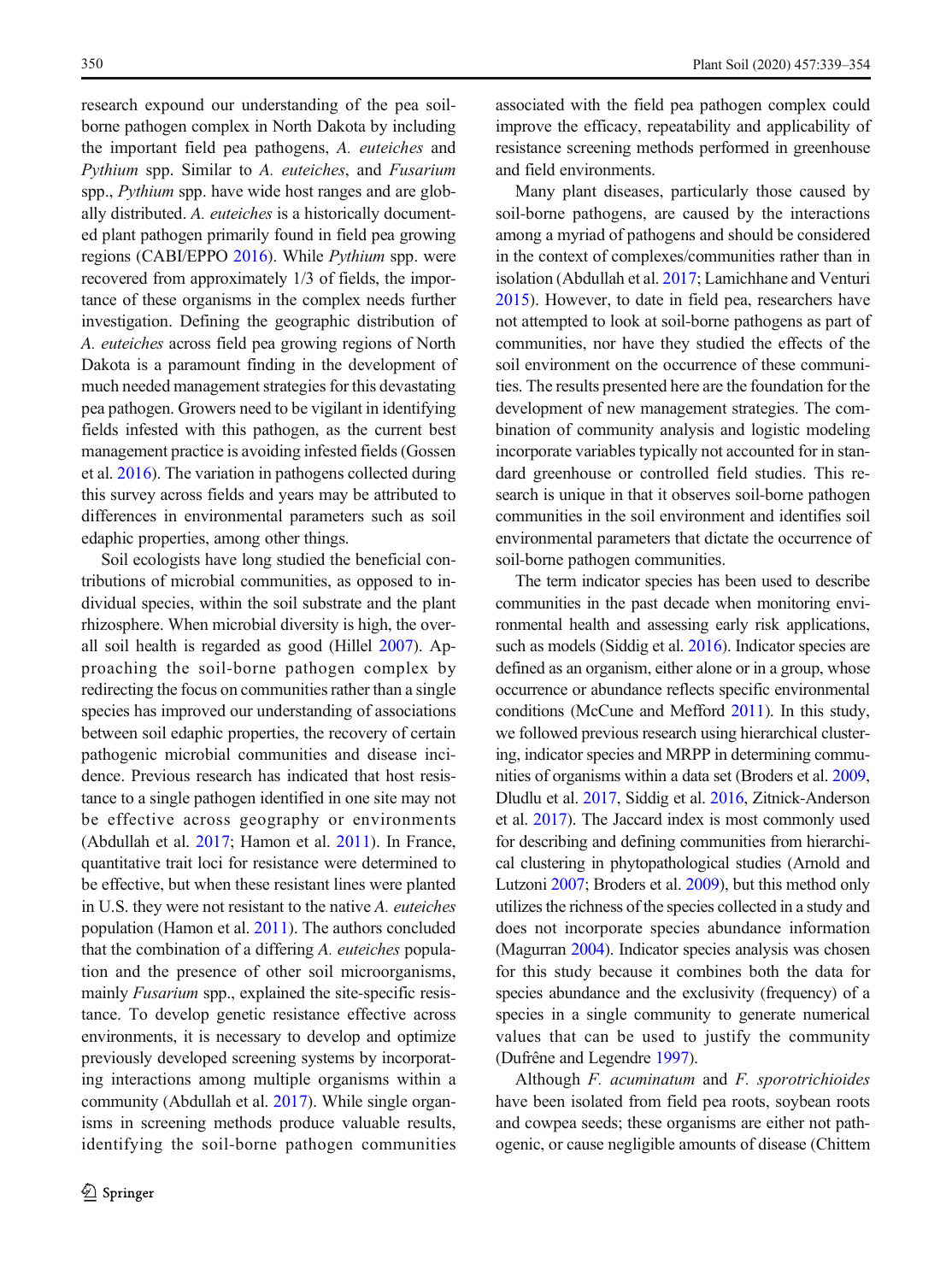research expound our understanding of the pea soil-borne pathogen complex in North Dakota by including the important field pea pathogens, *A. euteiches* and *Pythium* spp. Similar to *A. euteiches*, and *Fusarium* spp., *Pythium* spp. have wide host ranges and are globally distributed. *A. euteiches* is a historically documented plant pathogen primarily found in field pea growing regions (CABI/EPPO 2016). While *Pythium* spp. were recovered from approximately 1/3 of fields, the importance of these organisms in the complex needs further investigation. Defining the geographic distribution of *A. euteiches* across field pea growing regions of North Dakota is a paramount finding in the development of much needed management strategies for this devastating pea pathogen. Growers need to be vigilant in identifying fields infested with this pathogen, as the current best management practice is avoiding infested fields (Gossen et al. 2016). The variation in pathogens collected during this survey across fields and years may be attributed to differences in environmental parameters such as soil edaphic properties, among other things.

Soil ecologists have long studied the beneficial contributions of microbial communities, as opposed to individual species, within the soil substrate and the plant rhizosphere. When microbial diversity is high, the overall soil health is regarded as good (Hillel 2007). Approaching the soil-borne pathogen complex by redirecting the focus on communities rather than a single species has improved our understanding of associations between soil edaphic properties, the recovery of certain pathogenic microbial communities and disease incidence. Previous research has indicated that host resistance to a single pathogen identified in one site may not be effective across geography or environments (Abdullah et al. 2017; Hamon et al. 2011). In France, quantitative trait loci for resistance were determined to be effective, but when these resistant lines were planted in U.S. they were not resistant to the native *A. euteiches* population (Hamon et al. 2011). The authors concluded that the combination of a differing *A. euteiches* population and the presence of other soil microorganisms, mainly *Fusarium* spp., explained the site-specific resistance. To develop genetic resistance effective across environments, it is necessary to develop and optimize previously developed screening systems by incorporating interactions among multiple organisms within a community (Abdullah et al. 2017). While single organisms in screening methods produce valuable results, identifying the soil-borne pathogen communities associated with the field pea pathogen complex could improve the efficacy, repeatability and applicability of resistance screening methods performed in greenhouse and field environments.

Many plant diseases, particularly those caused by soil-borne pathogens, are caused by the interactions among a myriad of pathogens and should be considered in the context of complexes/communities rather than in isolation (Abdullah et al. 2017; Lamichhane and Venturi 2015). However, to date in field pea, researchers have not attempted to look at soil-borne pathogens as part of communities, nor have they studied the effects of the soil environment on the occurrence of these communities. The results presented here are the foundation for the development of new management strategies. The combination of community analysis and logistic modeling incorporate variables typically not accounted for in standard greenhouse or controlled field studies. This research is unique in that it observes soil-borne pathogen communities in the soil environment and identifies soil environmental parameters that dictate the occurrence of soil-borne pathogen communities.

The term indicator species has been used to describe communities in the past decade when monitoring environmental health and assessing early risk applications, such as models (Siddig et al. 2016). Indicator species are defined as an organism, either alone or in a group, whose occurrence or abundance reflects specific environmental conditions (McCune and Mefford 2011). In this study, we followed previous research using hierarchical clustering, indicator species and MRPP in determining communities of organisms within a data set (Broders et al. 2009, Dludlu et al. 2017, Siddig et al. 2016, Zitnick-Anderson et al. 2017). The Jaccard index is most commonly used for describing and defining communities from hierarchical clustering in phytopathological studies (Arnold and Lutzoni 2007; Broders et al. 2009), but this method only utilizes the richness of the species collected in a study and does not incorporate species abundance information (Magurran 2004). Indicator species analysis was chosen for this study because it combines both the data for species abundance and the exclusivity (frequency) of a species in a single community to generate numerical values that can be used to justify the community (Dufrêne and Legendre 1997).

Although *F. acuminatum* and *F. sporotrichioides* have been isolated from field pea roots, soybean roots and cowpea seeds; these organisms are either not pathogenic, or cause negligible amounts of disease (Chittem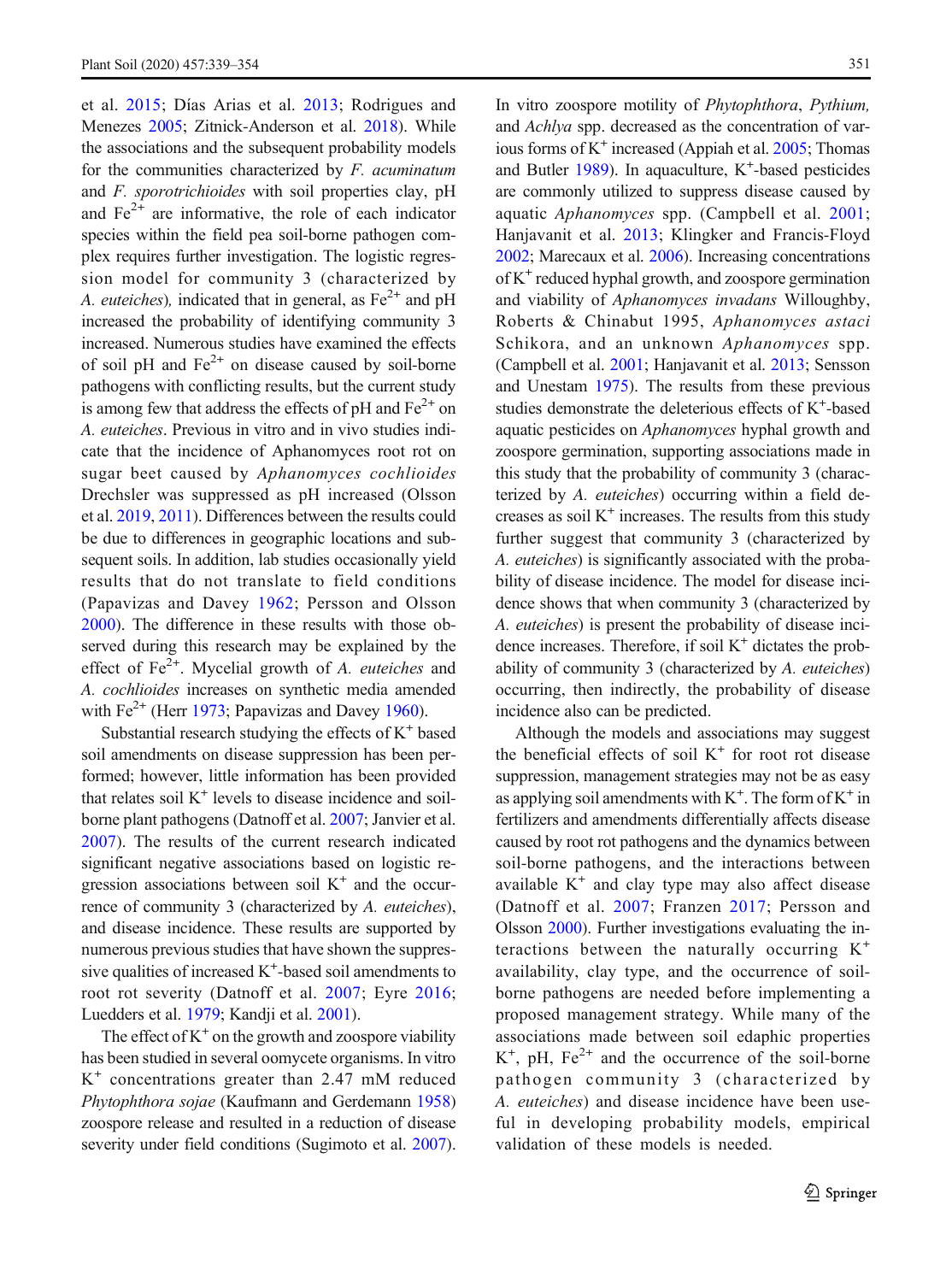et al. 2015; Días Arias et al. 2013; Rodrigues and Menezes 2005; Zitnick-Anderson et al. 2018). While the associations and the subsequent probability models for the communities characterized by *F. acuminatum* and *F. sporotrichioides* with soil properties clay, pH and $Fe^{2+}$ are informative, the role of each indicator species within the field pea soil-borne pathogen complex requires further investigation. The logistic regression model for community 3 (characterized by *A. euteiches*), indicated that in general, as $Fe^{2+}$ and pH increased the probability of identifying community 3 increased. Numerous studies have examined the effects of soil pH and $Fe^{2+}$ on disease caused by soil-borne pathogens with conflicting results, but the current study is among few that address the effects of pH and $Fe^{2+}$ on *A. euteiches*. Previous in vitro and in vivo studies indicate that the incidence of Aphanomyces root rot on sugar beet caused by *Aphanomyces cochlioides* Drechsler was suppressed as pH increased (Olsson et al. 2019, 2011). Differences between the results could be due to differences in geographic locations and subsequent soils. In addition, lab studies occasionally yield results that do not translate to field conditions (Papavizas and Davey 1962; Persson and Olsson 2000). The difference in these results with those observed during this research may be explained by the effect of $Fe^{2+}$. Mycelial growth of *A. euteiches* and *A. cochlioides* increases on synthetic media amended with $Fe^{2+}$ (Herr 1973; Papavizas and Davey 1960).

Substantial research studying the effects of $K^+$ based soil amendments on disease suppression has been performed; however, little information has been provided that relates soil $K^+$ levels to disease incidence and soil-borne plant pathogens (Datnoff et al. 2007; Janvier et al. 2007). The results of the current research indicated significant negative associations based on logistic regression associations between soil $K^+$ and the occurrence of community 3 (characterized by *A. euteiches*), and disease incidence. These results are supported by numerous previous studies that have shown the suppressive qualities of increased $K^+$-based soil amendments to root rot severity (Datnoff et al. 2007; Eyre 2016; Luedders et al. 1979; Kandji et al. 2001).

The effect of $K^+$ on the growth and zoospore viability has been studied in several oomycete organisms. In vitro $K^+$ concentrations greater than 2.47 mM reduced *Phytophthora sojae* (Kaufmann and Gerdemann 1958) zoospore release and resulted in a reduction of disease severity under field conditions (Sugimoto et al. 2007). In vitro zoospore motility of *Phytophthora*, *Pythium,* and *Achlya* spp. decreased as the concentration of various forms of $K^+$ increased (Appiah et al. 2005; Thomas and Butler 1989). In aquaculture, $K^+$-based pesticides are commonly utilized to suppress disease caused by aquatic *Aphanomyces* spp. (Campbell et al. 2001; Hanjavanit et al. 2013; Klingker and Francis-Floyd 2002; Marecaux et al. 2006). Increasing concentrations of $K^+$ reduced hyphal growth, and zoospore germination and viability of *Aphanomyces invadans* Willoughby, Roberts & Chinabut 1995, *Aphanomyces astaci* Schikora, and an unknown *Aphanomyces* spp. (Campbell et al. 2001; Hanjavanit et al. 2013; Sensson and Unestam 1975). The results from these previous studies demonstrate the deleterious effects of $K^+$-based aquatic pesticides on *Aphanomyces* hyphal growth and zoospore germination, supporting associations made in this study that the probability of community 3 (characterized by *A. euteiches*) occurring within a field decreases as soil $K^+$ increases. The results from this study further suggest that community 3 (characterized by *A. euteiches*) is significantly associated with the probability of disease incidence. The model for disease incidence shows that when community 3 (characterized by *A. euteiches*) is present the probability of disease incidence increases. Therefore, if soil $K^+$ dictates the probability of community 3 (characterized by *A. euteiches*) occurring, then indirectly, the probability of disease incidence also can be predicted.

Although the models and associations may suggest the beneficial effects of soil $K^+$ for root rot disease suppression, management strategies may not be as easy as applying soil amendments with $K^+$. The form of $K^+$ in fertilizers and amendments differentially affects disease caused by root rot pathogens and the dynamics between soil-borne pathogens, and the interactions between available $K^+$ and clay type may also affect disease (Datnoff et al. 2007; Franzen 2017; Persson and Olsson 2000). Further investigations evaluating the interactions between the naturally occurring $K^+$ availability, clay type, and the occurrence of soil-borne pathogens are needed before implementing a proposed management strategy. While many of the associations made between soil edaphic properties $K^+$, pH, $Fe^{2+}$ and the occurrence of the soil-borne pathogen community 3 (characterized by *A. euteiches*) and disease incidence have been useful in developing probability models, empirical validation of these models is needed.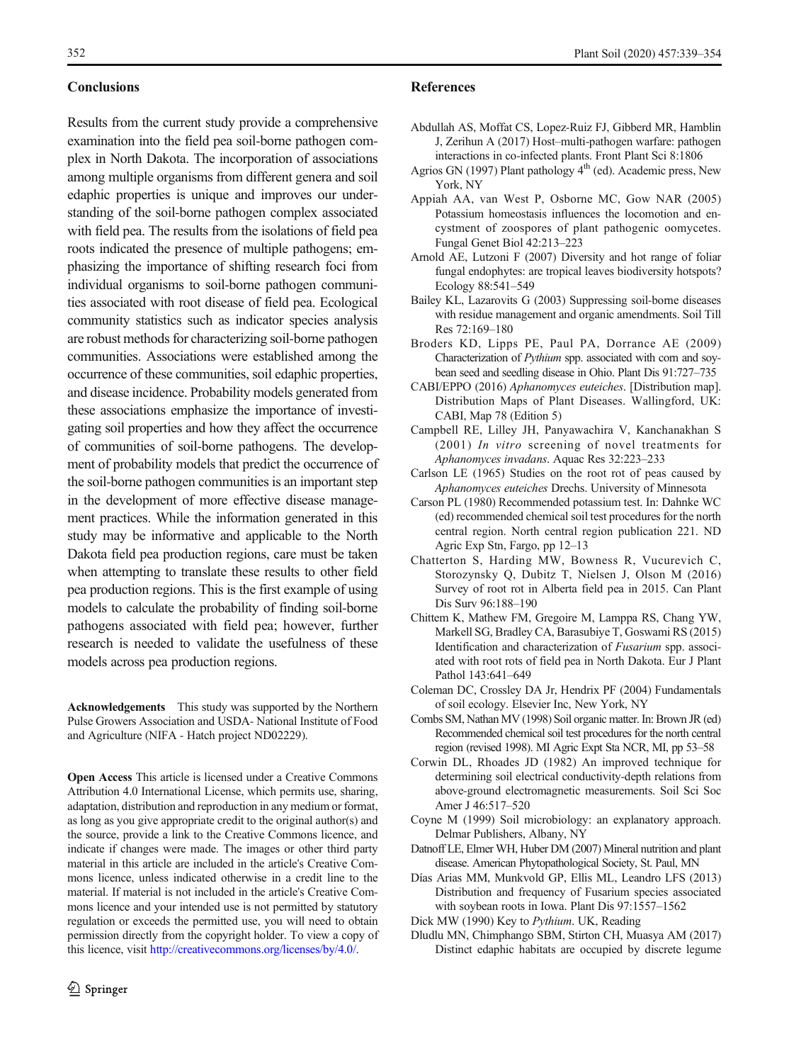## Conclusions

Results from the current study provide a comprehensive examination into the field pea soil-borne pathogen complex in North Dakota. The incorporation of associations among multiple organisms from different genera and soil edaphic properties is unique and improves our understanding of the soil-borne pathogen complex associated with field pea. The results from the isolations of field pea roots indicated the presence of multiple pathogens; emphasizing the importance of shifting research foci from individual organisms to soil-borne pathogen communities associated with root disease of field pea. Ecological community statistics such as indicator species analysis are robust methods for characterizing soil-borne pathogen communities. Associations were established among the occurrence of these communities, soil edaphic properties, and disease incidence. Probability models generated from these associations emphasize the importance of investigating soil properties and how they affect the occurrence of communities of soil-borne pathogens. The development of probability models that predict the occurrence of the soil-borne pathogen communities is an important step in the development of more effective disease management practices. While the information generated in this study may be informative and applicable to the North Dakota field pea production regions, care must be taken when attempting to translate these results to other field pea production regions. This is the first example of using models to calculate the probability of finding soil-borne pathogens associated with field pea; however, further research is needed to validate the usefulness of these models across pea production regions.

**Acknowledgements** This study was supported by the Northern Pulse Growers Association and USDA- National Institute of Food and Agriculture (NIFA - Hatch project ND02229).

**Open Access** This article is licensed under a Creative Commons Attribution 4.0 International License, which permits use, sharing, adaptation, distribution and reproduction in any medium or format, as long as you give appropriate credit to the original author(s) and the source, provide a link to the Creative Commons licence, and indicate if changes were made. The images or other third party material in this article are included in the article's Creative Commons licence, unless indicated otherwise in a credit line to the material. If material is not included in the article's Creative Commons licence and your intended use is not permitted by statutory regulation or exceeds the permitted use, you will need to obtain permission directly from the copyright holder. To view a copy of this licence, visit http://creativecommons.org/licenses/by/4.0/.

## References

Abdullah AS, Moffat CS, Lopez-Ruiz FJ, Gibberd MR, Hamblin J, Zerihun A (2017) Host–multi-pathogen warfare: pathogen interactions in co-infected plants. Front Plant Sci 8:1806

Agrios GN (1997) Plant pathology 4th (ed). Academic press, New York, NY

Appiah AA, van West P, Osborne MC, Gow NAR (2005) Potassium homeostasis influences the locomotion and encystment of zoospores of plant pathogenic oomycetes. Fungal Genet Biol 42:213–223

Arnold AE, Lutzoni F (2007) Diversity and hot range of foliar fungal endophytes: are tropical leaves biodiversity hotspots? Ecology 88:541–549

Bailey KL, Lazarovits G (2003) Suppressing soil-borne diseases with residue management and organic amendments. Soil Till Res 72:169–180

Broders KD, Lipps PE, Paul PA, Dorrance AE (2009) Characterization of *Pythium* spp. associated with corn and soybean seed and seedling disease in Ohio. Plant Dis 91:727–735

CABI/EPPO (2016) *Aphanomyces euteiches*. [Distribution map]. Distribution Maps of Plant Diseases. Wallingford, UK: CABI, Map 78 (Edition 5)

Campbell RE, Lilley JH, Panyawachira V, Kanchanakhan S (2001) *In vitro* screening of novel treatments for *Aphanomyces invadans*. Aquac Res 32:223–233

Carlson LE (1965) Studies on the root rot of peas caused by *Aphanomyces euteiches* Drechs. University of Minnesota

Carson PL (1980) Recommended potassium test. In: Dahnke WC (ed) recommended chemical soil test procedures for the north central region. North central region publication 221. ND Agric Exp Stn, Fargo, pp 12–13

Chatterton S, Harding MW, Bowness R, Vucurevich C, Storozynsky Q, Dubitz T, Nielsen J, Olson M (2016) Survey of root rot in Alberta field pea in 2015. Can Plant Dis Surv 96:188–190

Chittem K, Mathew FM, Gregoire M, Lamppa RS, Chang YW, Markell SG, Bradley CA, Barasubiye T, Goswami RS (2015) Identification and characterization of *Fusarium* spp. associated with root rots of field pea in North Dakota. Eur J Plant Pathol 143:641–649

Coleman DC, Crossley DA Jr, Hendrix PF (2004) Fundamentals of soil ecology. Elsevier Inc, New York, NY

Combs SM, Nathan MV (1998) Soil organic matter. In: Brown JR (ed) Recommended chemical soil test procedures for the north central region (revised 1998). MI Agric Expt Sta NCR, MI, pp 53–58

Corwin DL, Rhoades JD (1982) An improved technique for determining soil electrical conductivity-depth relations from above-ground electromagnetic measurements. Soil Sci Soc Amer J 46:517–520

Coyne M (1999) Soil microbiology: an explanatory approach. Delmar Publishers, Albany, NY

Datnoff LE, Elmer WH, Huber DM (2007) Mineral nutrition and plant disease. American Phytopathological Society, St. Paul, MN

Días Arias MM, Munkvold GP, Ellis ML, Leandro LFS (2013) Distribution and frequency of Fusarium species associated with soybean roots in Iowa. Plant Dis 97:1557–1562

Dick MW (1990) Key to *Pythium*. UK, Reading

Dludlu MN, Chimphango SBM, Stirton CH, Muasya AM (2017) Distinct edaphic habitats are occupied by discrete legume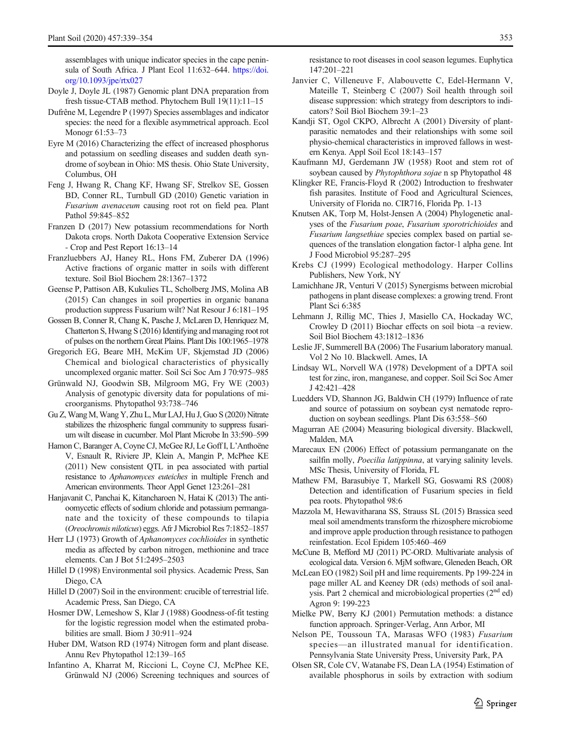assemblages with unique indicator species in the cape peninsula of South Africa. J Plant Ecol 11:632–644. https://doi.org/10.1093/jpe/rtx027

Doyle J, Doyle JL (1987) Genomic plant DNA preparation from fresh tissue-CTAB method. Phytochem Bull 19(11):11–15

Dufrêne M, Legendre P (1997) Species assemblages and indicator species: the need for a flexible asymmetrical approach. Ecol Monogr 61:53–73

Eyre M (2016) Characterizing the effect of increased phosphorus and potassium on seedling diseases and sudden death syndrome of soybean in Ohio: MS thesis. Ohio State University, Columbus, OH

Feng J, Hwang R, Chang KF, Hwang SF, Strelkov SE, Gossen BD, Conner RL, Turnbull GD (2010) Genetic variation in *Fusarium avenaceum* causing root rot on field pea. Plant Pathol 59:845–852

Franzen D (2017) New potassium recommendations for North Dakota crops. North Dakota Cooperative Extension Service - Crop and Pest Report 16:13–14

Franzluebbers AJ, Haney RL, Hons FM, Zuberer DA (1996) Active fractions of organic matter in soils with different texture. Soil Biol Biochem 28:1367–1372

Geense P, Pattison AB, Kukulies TL, Scholberg JMS, Molina AB (2015) Can changes in soil properties in organic banana production suppress Fusarium wilt? Nat Resour J 6:181–195

Gossen B, Conner R, Chang K, Pasche J, McLaren D, Henriquez M, Chatterton S, Hwang S (2016) Identifying and managing root rot of pulses on the northern Great Plains. Plant Dis 100:1965–1978

Gregorich EG, Beare MH, McKim UF, Skjemstad JD (2006) Chemical and biological characteristics of physically uncomplexed organic matter. Soil Sci Soc Am J 70:975–985

Grünwald NJ, Goodwin SB, Milgroom MG, Fry WE (2003) Analysis of genotypic diversity data for populations of microorganisms. Phytopathol 93:738–746

Gu Z, Wang M, Wang Y, Zhu L, Mur LAJ, Hu J, Guo S (2020) Nitrate stabilizes the rhizospheric fungal community to suppress fusarium wilt disease in cucumber. Mol Plant Microbe In 33:590–599

Hamon C, Baranger A, Coyne CJ, McGee RJ, Le Goff I, L'Anthoëne V, Esnault R, Riviere JP, Klein A, Mangin P, McPhee KE (2011) New consistent QTL in pea associated with partial resistance to *Aphanomyces euteiches* in multiple French and American environments. Theor Appl Genet 123:261–281

Hanjavanit C, Panchai K, Kitancharoen N, Hatai K (2013) The anti-oomycetic effects of sodium chloride and potassium permanganate and the toxicity of these compounds to tilapia (*Oreochromis niloticus*) eggs. Afr J Microbiol Res 7:1852–1857

Herr LJ (1973) Growth of *Aphanomyces cochlioides* in synthetic media as affected by carbon nitrogen, methionine and trace elements. Can J Bot 51:2495–2503

Hillel D (1998) Environmental soil physics. Academic Press, San Diego, CA

Hillel D (2007) Soil in the environment: crucible of terrestrial life. Academic Press, San Diego, CA

Hosmer DW, Lemeshow S, Klar J (1988) Goodness-of-fit testing for the logistic regression model when the estimated probabilities are small. Biom J 30:911–924

Huber DM, Watson RD (1974) Nitrogen form and plant disease. Annu Rev Phytopathol 12:139–165

Infantino A, Kharrat M, Riccioni L, Coyne CJ, McPhee KE, Grünwald NJ (2006) Screening techniques and sources of resistance to root diseases in cool season legumes. Euphytica 147:201–221

Janvier C, Villeneuve F, Alabouvette C, Edel-Hermann V, Mateille T, Steinberg C (2007) Soil health through soil disease suppression: which strategy from descriptors to indicators? Soil Biol Biochem 39:1–23

Kandji ST, Ogol CKPO, Albrecht A (2001) Diversity of plant-parasitic nematodes and their relationships with some soil physio-chemical characteristics in improved fallows in western Kenya. Appl Soil Ecol 18:143–157

Kaufmann MJ, Gerdemann JW (1958) Root and stem rot of soybean caused by *Phytophthora sojae* n sp Phytopathol 48

Klingker RE, Francis-Floyd R (2002) Introduction to freshwater fish parasites. Institute of Food and Agricultural Sciences, University of Florida no. CIR716, Florida Pp. 1-13

Knutsen AK, Torp M, Holst-Jensen A (2004) Phylogenetic analyses of the *Fusarium poae*, *Fusarium sporotrichioides* and *Fusarium langsethiae* species complex based on partial sequences of the translation elongation factor-1 alpha gene. Int J Food Microbiol 95:287–295

Krebs CJ (1999) Ecological methodology. Harper Collins Publishers, New York, NY

Lamichhane JR, Venturi V (2015) Synergisms between microbial pathogens in plant disease complexes: a growing trend. Front Plant Sci 6:385

Lehmann J, Rillig MC, Thies J, Masiello CA, Hockaday WC, Crowley D (2011) Biochar effects on soil biota –a review. Soil Biol Biochem 43:1812–1836

Leslie JF, Summerell BA (2006) The Fusarium laboratory manual. Vol 2 No 10. Blackwell. Ames, IA

Lindsay WL, Norvell WA (1978) Development of a DPTA soil test for zinc, iron, manganese, and copper. Soil Sci Soc Amer J 42:421–428

Luedders VD, Shannon JG, Baldwin CH (1979) Influence of rate and source of potassium on soybean cyst nematode reproduction on soybean seedlings. Plant Dis 63:558–560

Magurran AE (2004) Measuring biological diversity. Blackwell, Malden, MA

Marecaux EN (2006) Effect of potassium permanganate on the sailfin molly, *Poecilia latippinna*, at varying salinity levels. MSc Thesis, University of Florida, FL

Mathew FM, Barasubiye T, Markell SG, Goswami RS (2008) Detection and identification of Fusarium species in field pea roots. Phytopathol 98:6

Mazzola M, Hewavitharana SS, Strauss SL (2015) Brassica seed meal soil amendments transform the rhizosphere microbiome and improve apple production through resistance to pathogen reinfestation. Ecol Epidem 105:460–469

McCune B, Mefford MJ (2011) PC-ORD. Multivariate analysis of ecological data. Version 6. MjM software, Gleneden Beach, OR

McLean EO (1982) Soil pH and lime requirements. Pp 199-224 in page miller AL and Keeney DR (eds) methods of soil analysis. Part 2 chemical and microbiological properties (2nd ed) Agron 9: 199-223

Mielke PW, Berry KJ (2001) Permutation methods: a distance function approach. Springer-Verlag, Ann Arbor, MI

Nelson PE, Toussoun TA, Marasas WFO (1983) *Fusarium* species—an illustrated manual for identification. Pennsylvania State University Press, University Park, PA

Olsen SR, Cole CV, Watanabe FS, Dean LA (1954) Estimation of available phosphorus in soils by extraction with sodium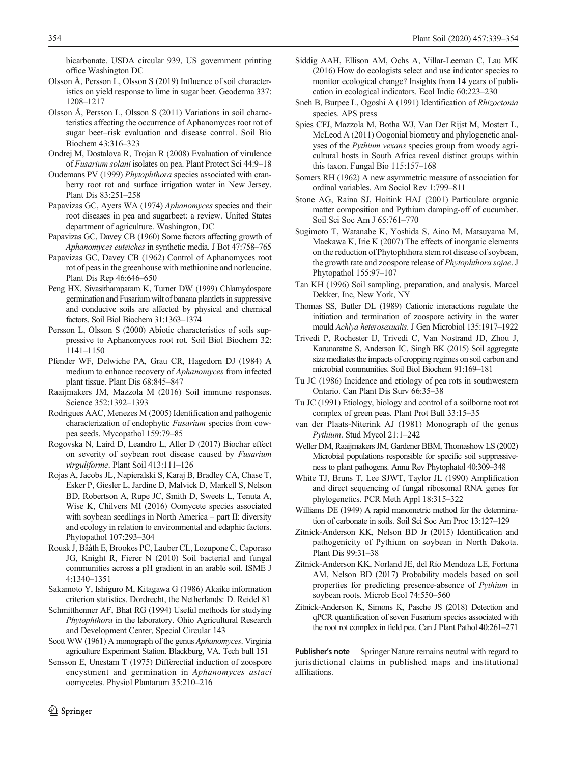bicarbonate. USDA circular 939, US government printing office Washington DC

Olsson Å, Persson L, Olsson S (2019) Influence of soil characteristics on yield response to lime in sugar beet. Geoderma 337: 1208–1217

Olsson Å, Persson L, Olsson S (2011) Variations in soil characteristics affecting the occurrence of Aphanomyces root rot of sugar beet–risk evaluation and disease control. Soil Bio Biochem 43:316–323

Ondrej M, Dostalova R, Trojan R (2008) Evaluation of virulence of *Fusarium solani* isolates on pea. Plant Protect Sci 44:9–18

Oudemans PV (1999) *Phytophthora* species associated with cranberry root rot and surface irrigation water in New Jersey. Plant Dis 83:251–258

Papavizas GC, Ayers WA (1974) *Aphanomyces* species and their root diseases in pea and sugarbeet: a review. United States department of agriculture. Washington, DC

Papavizas GC, Davey CB (1960) Some factors affecting growth of *Aphanomyces euteiches* in synthetic media. J Bot 47:758–765

Papavizas GC, Davey CB (1962) Control of Aphanomyces root rot of peas in the greenhouse with methionine and norleucine. Plant Dis Rep 46:646–650

Peng HX, Sivasithamparam K, Turner DW (1999) Chlamydospore germination and Fusarium wilt of banana plantlets in suppressive and conducive soils are affected by physical and chemical factors. Soil Biol Biochem 31:1363–1374

Persson L, Olsson S (2000) Abiotic characteristics of soils suppressive to Aphanomyces root rot. Soil Biol Biochem 32: 1141–1150

Pfender WF, Delwiche PA, Grau CR, Hagedorn DJ (1984) A medium to enhance recovery of *Aphanomyces* from infected plant tissue. Plant Dis 68:845–847

Raaijmakers JM, Mazzola M (2016) Soil immune responses. Science 352:1392–1393

Rodrigues AAC, Menezes M (2005) Identification and pathogenic characterization of endophytic *Fusarium* species from cowpea seeds. Mycopathol 159:79–85

Rogovska N, Laird D, Leandro L, Aller D (2017) Biochar effect on severity of soybean root disease caused by *Fusarium virguliforme*. Plant Soil 413:111–126

Rojas A, Jacobs JL, Napieralski S, Karaj B, Bradley CA, Chase T, Esker P, Giesler L, Jardine D, Malvick D, Markell S, Nelson BD, Robertson A, Rupe JC, Smith D, Sweets L, Tenuta A, Wise K, Chilvers MI (2016) Oomycete species associated with soybean seedlings in North America – part II: diversity and ecology in relation to environmental and edaphic factors. Phytopathol 107:293–304

Rousk J, Bååth E, Brookes PC, Lauber CL, Lozupone C, Caporaso JG, Knight R, Fierer N (2010) Soil bacterial and fungal communities across a pH gradient in an arable soil. ISME J 4:1340–1351

Sakamoto Y, Ishiguro M, Kitagawa G (1986) Akaike information criterion statistics. Dordrecht, the Netherlands: D. Reidel 81

Schmitthenner AF, Bhat RG (1994) Useful methods for studying *Phytophthora* in the laboratory. Ohio Agricultural Research and Development Center, Special Circular 143

Scott WW (1961) A monograph of the genus *Aphanomyces*. Virginia agriculture Experiment Station. Blackburg, VA. Tech bull 151

Sensson E, Unestam T (1975) Differectial induction of zoospore encystment and germination in *Aphanomyces astaci* oomycetes. Physiol Plantarum 35:210–216

Siddig AAH, Ellison AM, Ochs A, Villar-Leeman C, Lau MK (2016) How do ecologists select and use indicator species to monitor ecological change? Insights from 14 years of publication in ecological indicators. Ecol Indic 60:223–230

Sneh B, Burpee L, Ogoshi A (1991) Identification of *Rhizoctonia* species. APS press

Spies CFJ, Mazzola M, Botha WJ, Van Der Rijst M, Mostert L, McLeod A (2011) Oogonial biometry and phylogenetic analyses of the *Pythium vexans* species group from woody agricultural hosts in South Africa reveal distinct groups within this taxon. Fungal Bio 115:157–168

Somers RH (1962) A new asymmetric measure of association for ordinal variables. Am Sociol Rev 1:799–811

Stone AG, Raina SJ, Hoitink HAJ (2001) Particulate organic matter composition and Pythium damping-off of cucumber. Soil Sci Soc Am J 65:761–770

Sugimoto T, Watanabe K, Yoshida S, Aino M, Matsuyama M, Maekawa K, Irie K (2007) The effects of inorganic elements on the reduction of Phytophthora stem rot disease of soybean, the growth rate and zoospore release of *Phytophthora sojae*. J Phytopathol 155:97–107

Tan KH (1996) Soil sampling, preparation, and analysis. Marcel Dekker, Inc, New York, NY

Thomas SS, Butler DL (1989) Cationic interactions regulate the initiation and termination of zoospore activity in the water mould *Achlya heterosexualis*. J Gen Microbiol 135:1917–1922

Trivedi P, Rochester IJ, Trivedi C, Van Nostrand JD, Zhou J, Karunaratne S, Anderson IC, Singh BK (2015) Soil aggregate size mediates the impacts of cropping regimes on soil carbon and microbial communities. Soil Biol Biochem 91:169–181

Tu JC (1986) Incidence and etiology of pea rots in southwestern Ontario. Can Plant Dis Surv 66:35–38

Tu JC (1991) Etiology, biology and control of a soilborne root rot complex of green peas. Plant Prot Bull 33:15–35

van der Plaats-Niterink AJ (1981) Monograph of the genus *Pythium*. Stud Mycol 21:1–242

Weller DM, Raaijmakers JM, Gardener BBM, Thomashow LS (2002) Microbial populations responsible for specific soil suppressiveness to plant pathogens. Annu Rev Phytophatol 40:309–348

White TJ, Bruns T, Lee SJWT, Taylor JL (1990) Amplification and direct sequencing of fungal ribosomal RNA genes for phylogenetics. PCR Meth Appl 18:315–322

Williams DE (1949) A rapid manometric method for the determination of carbonate in soils. Soil Sci Soc Am Proc 13:127–129

Zitnick-Anderson KK, Nelson BD Jr (2015) Identification and pathogenicity of Pythium on soybean in North Dakota. Plant Dis 99:31–38

Zitnick-Anderson KK, Norland JE, del Río Mendoza LE, Fortuna AM, Nelson BD (2017) Probability models based on soil properties for predicting presence-absence of *Pythium* in soybean roots. Microb Ecol 74:550–560

Zitnick-Anderson K, Simons K, Pasche JS (2018) Detection and qPCR quantification of seven Fusarium species associated with the root rot complex in field pea. Can J Plant Pathol 40:261–271

**Publisher's note** Springer Nature remains neutral with regard to jurisdictional claims in published maps and institutional affiliations.